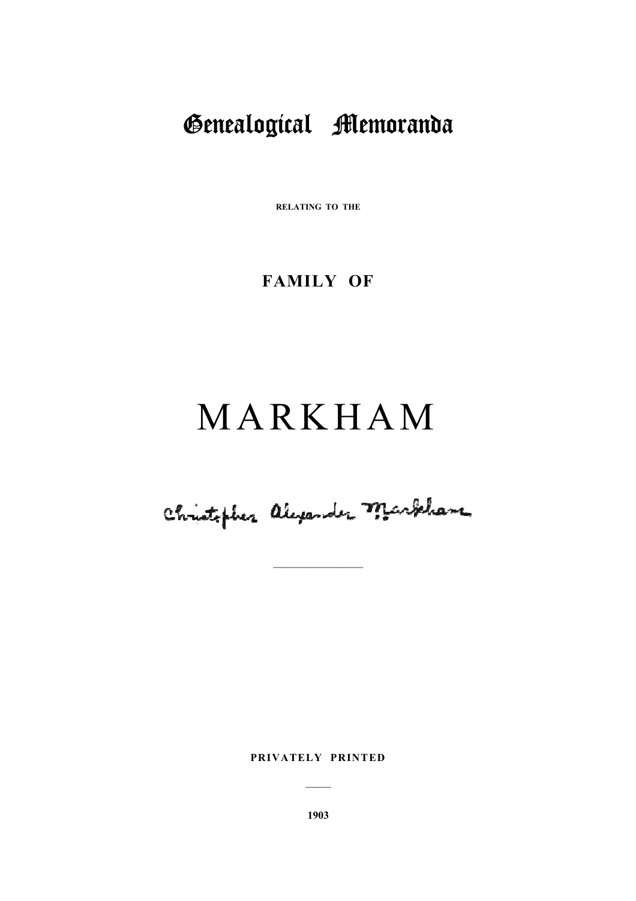# Genealogical Memoranda

RELATING TO THE

## FAMILY OF

# MARKHAM

Christopher Alexander Markham

---

PRIVATELY PRINTED

---

1903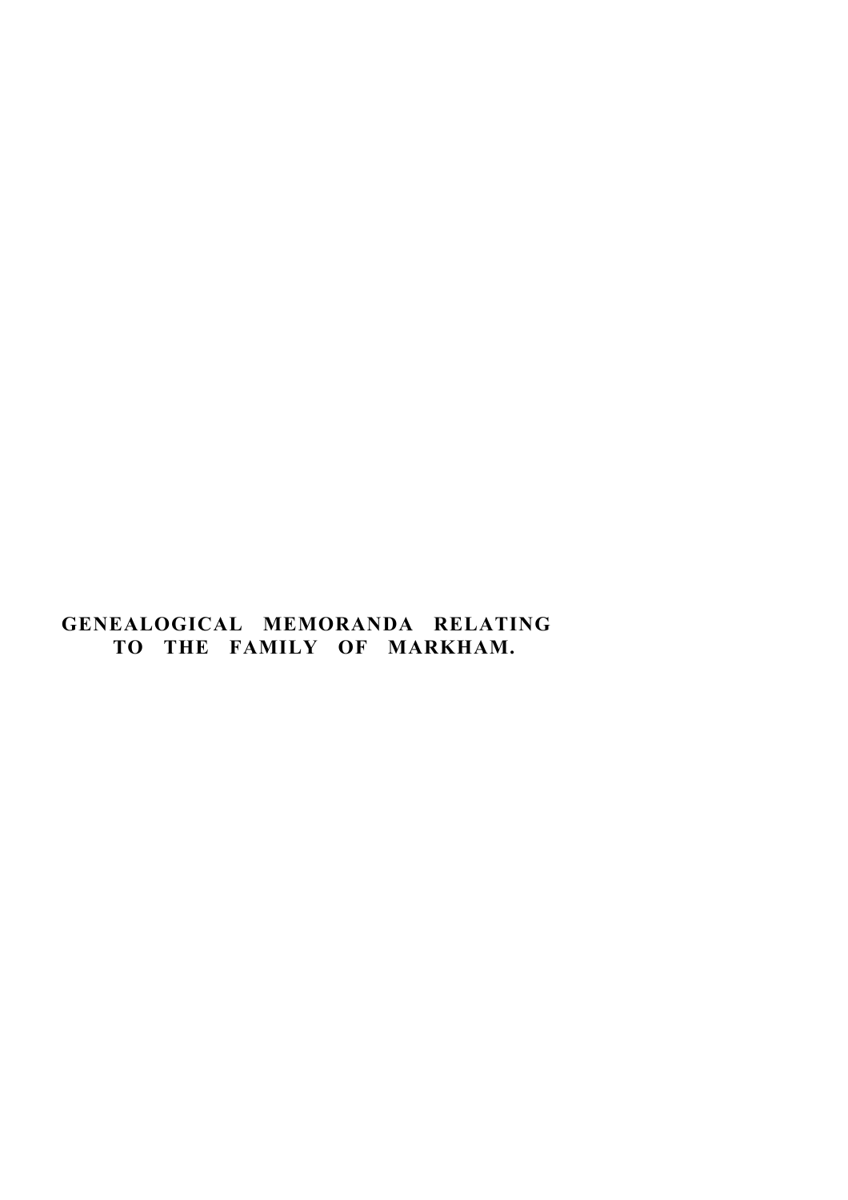# GENEALOGICAL MEMORANDA RELATING TO THE FAMILY OF MARKHAM.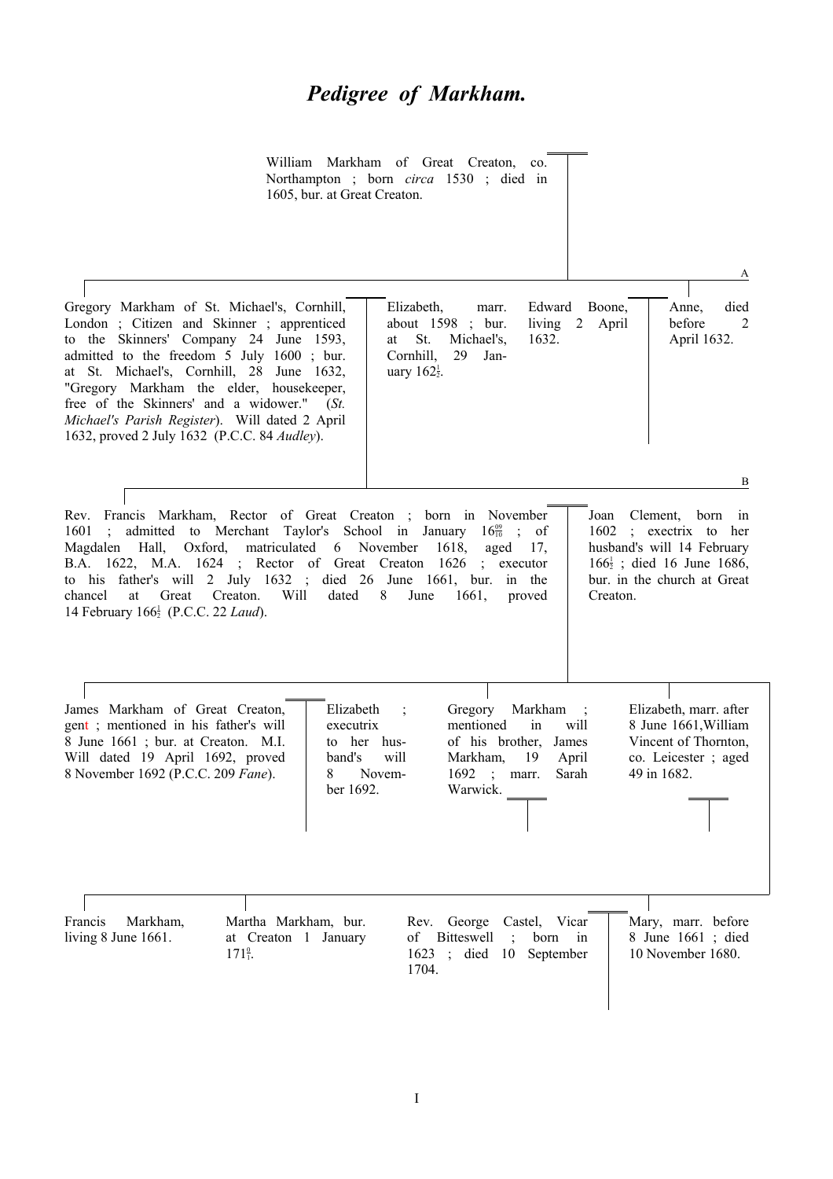# *Pedigree of Markham.*

William Markham of Great Creaton, co. Northampton ; born *circa* 1530 ; died in 1605, bur. at Great Creaton.

A

Gregory Markham of St. Michael's, Cornhill, London ; Citizen and Skinner ; apprenticed to the Skinners' Company 24 June 1593, admitted to the freedom 5 July 1600 ; bur. at St. Michael's, Cornhill, 28 June 1632, "Gregory Markham the elder, housekeeper, free of the Skinners' and a widower." (*St. Michael's Parish Register*). Will dated 2 April 1632, proved 2 July 1632 (P.C.C. 84 *Audley*).

= Elizabeth, marr. about 1598 ; bur. at St. Michael's, Cornhill, 29 January 162½.

Edward Boone, living 2 April 1632. = Anne, died before 2 April 1632.

B

Rev. Francis Markham, Rector of Great Creaton ; born in November 1601 ; admitted to Merchant Taylor's School in January 16$\frac{09}{10}$ ; of Magdalen Hall, Oxford, matriculated 6 November 1618, aged 17, B.A. 1622, M.A. 1624 ; Rector of Great Creaton 1626 ; executor to his father's will 2 July 1632 ; died 26 June 1661, bur. in the chancel at Great Creaton. Will dated 8 June 1661, proved 14 February 166½ (P.C.C. 22 *Laud*).

= Joan Clement, born in 1602 ; exectrix to her husband's will 14 February 166½ ; died 16 June 1686, bur. in the church at Great Creaton.

James Markham of Great Creaton, gent ; mentioned in his father's will 8 June 1661 ; bur. at Creaton. M.I. Will dated 19 April 1692, proved 8 November 1692 (P.C.C. 209 *Fane*).

= Elizabeth ; executrix to her husband's will 8 November 1692.

Gregory Markham ; mentioned in will of his brother, James Markham, 19 April 1692 ; marr. Sarah Warwick.

Elizabeth, marr. after 8 June 1661, William Vincent of Thornton, co. Leicester ; aged 49 in 1682.

Francis Markham, living 8 June 1661.

Martha Markham, bur. at Creaton 1 January 171$\frac{0}{1}$.

Rev. George Castel, Vicar of Bitteswell ; born in 1623 ; died 10 September 1704.

= Mary, marr. before 8 June 1661 ; died 10 November 1680.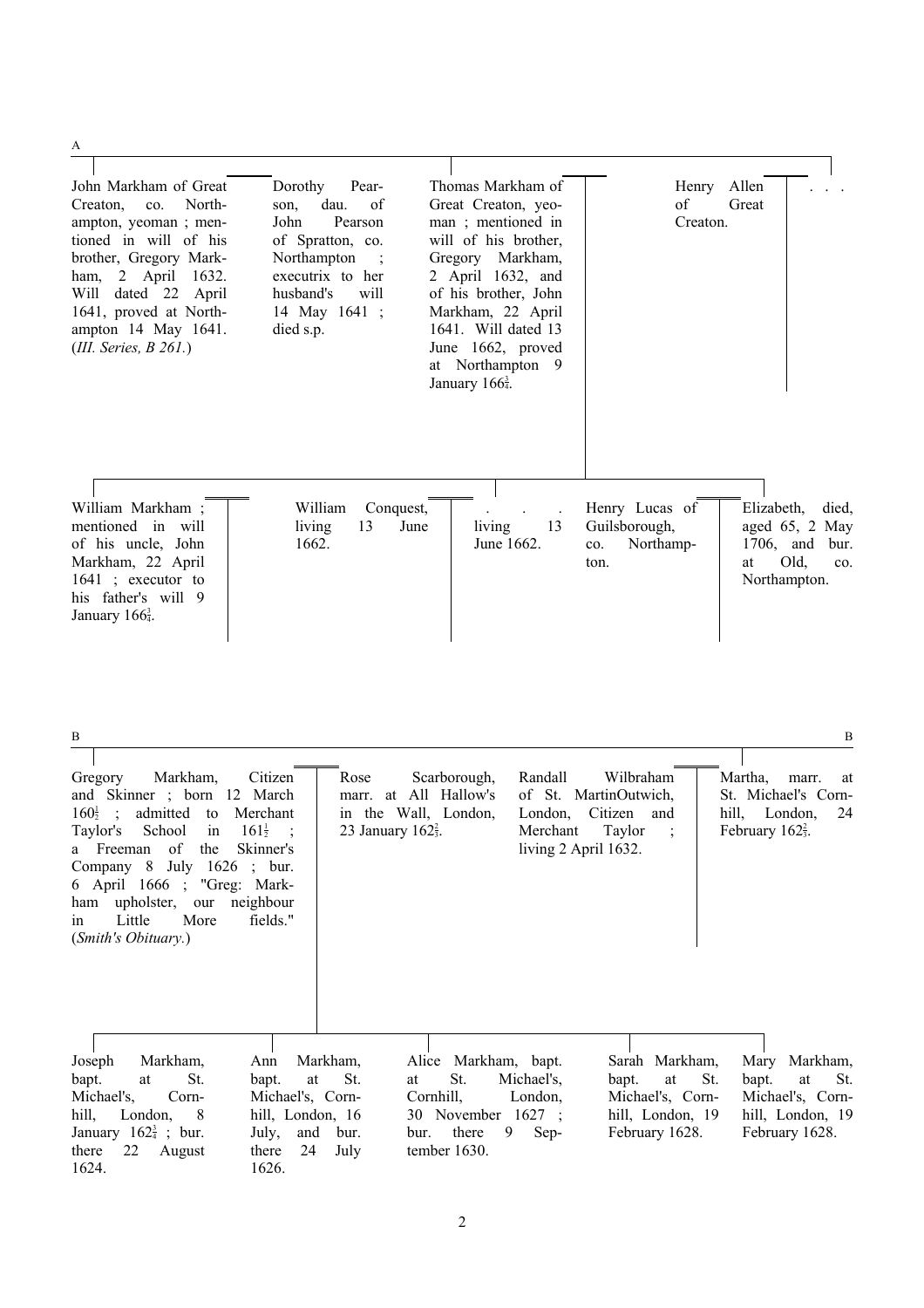A

John Markham of Great Creaton, co. Northampton, yeoman ; mentioned in will of his brother, Gregory Markham, 2 April 1632. Will dated 22 April 1641, proved at Northampton 14 May 1641. (*III. Series, B 261.*)

= Dorothy Pearson, dau. of John Pearson of Spratton, co. Northampton ; executrix to her husband's will 14 May 1641 ; died s.p.

Thomas Markham of Great Creaton, yeoman ; mentioned in will of his brother, Gregory Markham, 2 April 1632, and of his brother, John Markham, 22 April 1641. Will dated 13 June 1662, proved at Northampton 9 January 166$\frac{3}{4}$.

= . . .

Henry Allen of Great Creaton.

= . . .

---

William Markham ; mentioned in will of his uncle, John Markham, 22 April 1641 ; executor to his father's will 9 January 166$\frac{3}{4}$.

= . . .

William Conquest, living 13 June 1662.

= . . . . living 13 June 1662.

Henry Lucas of Guilsborough, co. Northampton.

= Elizabeth, died, aged 65, 2 May 1706, and bur. at Old, co. Northampton.

---

B

Gregory Markham, Citizen and Skinner ; born 12 March 160$\frac{1}{2}$ ; admitted to Merchant Taylor's School in 161$\frac{1}{2}$ ; a Freeman of the Skinner's Company 8 July 1626 ; bur. 6 April 1666 ; "Greg: Markham upholster, our neighbour in Little More fields." (*Smith's Obituary.*)

= Rose Scarborough, marr. at All Hallow's in the Wall, London, 23 January 162$\frac{2}{3}$.

Randall Wilbraham of St. MartinOutwich, London, Citizen and Merchant Taylor ; living 2 April 1632.

= Martha, marr. at St. Michael's Cornhill, London, 24 February 162$\frac{2}{3}$.

B

---

Joseph Markham, bapt. at St. Michael's, Cornhill, London, 8 January 162$\frac{3}{4}$ ; bur. there 22 August 1624.

Ann Markham, bapt. at St. Michael's, Cornhill, London, 16 July, and bur. there 24 July 1626.

Alice Markham, bapt. at St. Michael's, Cornhill, London, 30 November 1627 ; bur. there 9 September 1630.

Sarah Markham, bapt. at St. Michael's, Cornhill, London, 19 February 1628.

Mary Markham, bapt. at St. Michael's, Cornhill, London, 19 February 1628.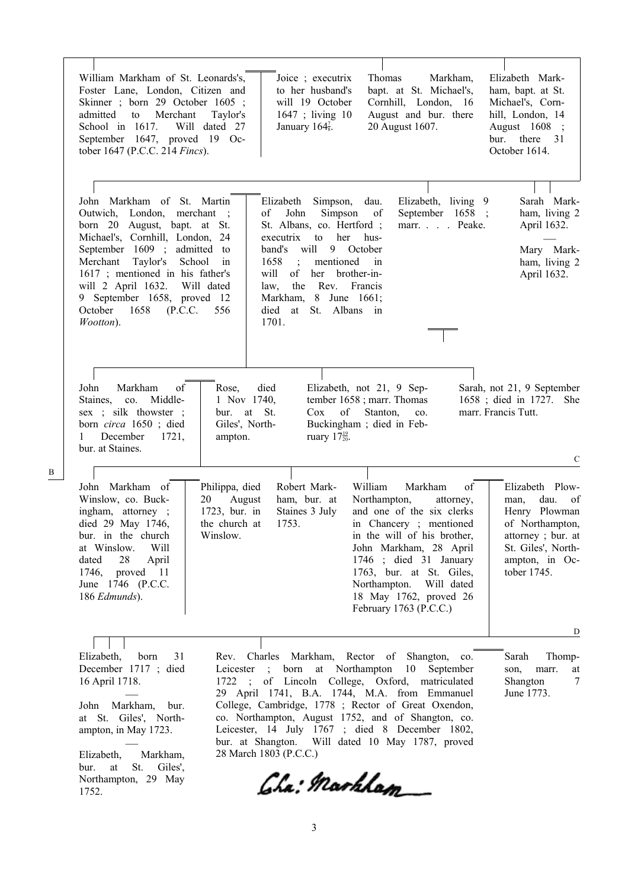William Markham of St. Leonards's, Foster Lane, London, Citizen and Skinner ; born 29 October 1605 ; admitted to Merchant Taylor's School in 1617. Will dated 27 September 1647, proved 19 October 1647 (P.C.C. 214 *Fincs*).

= Joice ; executrix to her husband's will 19 October 1647 ; living 10 January 164$\frac{7}{8}$.

Thomas Markham, bapt. at St. Michael's, Cornhill, London, 16 August and bur. there 20 August 1607.

Elizabeth Markham, bapt. at St. Michael's, Cornhill, London, 14 August 1608 ; bur. there 31 October 1614.

---

John Markham of St. Martin Outwich, London, merchant ; born 20 August, bapt. at St. Michael's, Cornhill, London, 24 September 1609 ; admitted to Merchant Taylor's School in 1617 ; mentioned in his father's will 2 April 1632. Will dated 9 September 1658, proved 12 October 1658 (P.C.C. 556 *Wootton*).

= Elizabeth Simpson, dau. of John Simpson of St. Albans, co. Hertford ; executrix to her husband's will 9 October 1658 ; mentioned in will of her brother-in-law, the Rev. Francis Markham, 8 June 1661; died at St. Albans in 1701.

Elizabeth, living 9 September 1658 ; marr. . . . . Peake.

Sarah Markham, living 2 April 1632.

Mary Markham, living 2 April 1632.

---

John Markham of Staines, co. Middlesex ; silk thowster ; born *circa* 1650 ; died 1 December 1721, bur. at Staines.

= Rose, died 1 Nov 1740, bur. at St. Giles', Northampton.

Elizabeth, not 21, 9 September 1658 ; marr. Thomas Cox of Stanton, co. Buckingham ; died in February 17$\frac{19}{20}$.

Sarah, not 21, 9 September 1658 ; died in 1727. She marr. Francis Tutt.

C

---

B

John Markham of Winslow, co. Buckingham, attorney ; died 29 May 1746, bur. in the church at Winslow. Will dated 28 April 1746, proved 11 June 1746 (P.C.C. 186 *Edmunds*).

= Philippa, died 20 August 1723, bur. in the church at Winslow.

Robert Markham, bur. at Staines 3 July 1753.

William Markham of Northampton, attorney, and one of the six clerks in Chancery ; mentioned in the will of his brother, John Markham, 28 April 1746 ; died 31 January 1763, bur. at St. Giles, Northampton. Will dated 18 May 1762, proved 26 February 1763 (P.C.C.)

= Elizabeth Plowman, dau. of Henry Plowman of Northampton, attorney ; bur. at St. Giles', Northampton, in October 1745.

D

---

Elizabeth, born 31 December 1717 ; died 16 April 1718.

John Markham, bur. at St. Giles', Northampton, in May 1723.

Elizabeth, Markham, bur. at St. Giles', Northampton, 29 May 1752.

Rev. Charles Markham, Rector of Shangton, co. Leicester ; born at Northampton 10 September 1722 ; of Lincoln College, Oxford, matriculated 29 April 1741, B.A. 1744, M.A. from Emmanuel College, Cambridge, 1778 ; Rector of Great Oxendon, co. Northampton, August 1752, and of Shangton, co. Leicester, 14 July 1767 ; died 8 December 1802, bur. at Shangton. Will dated 10 May 1787, proved 28 March 1803 (P.C.C.)

Cha: Markham

= Sarah Thompson, marr. at Shangton 7 June 1773.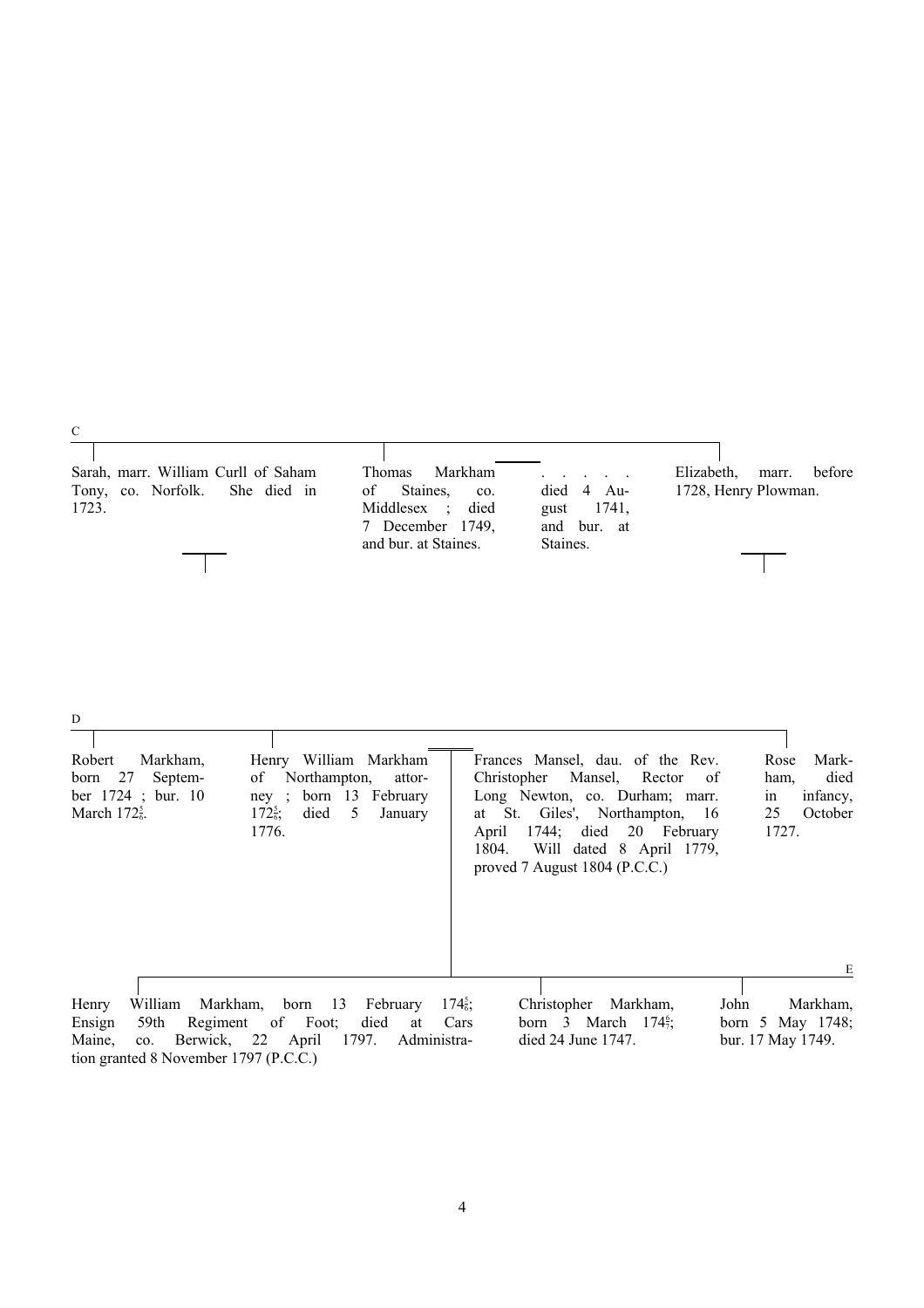C

Sarah, marr. William Curll of Saham Tony, co. Norfolk. She died in 1723.

Thomas Markham of Staines, co. Middlesex ; died 7 December 1749, and bur. at Staines.
= . . . . . . died 4 August 1741, and bur. at Staines.

Elizabeth, marr. before 1728, Henry Plowman.

D

Robert Markham, born 27 September 1724 ; bur. 10 March $172\frac{5}{6}$.

Henry William Markham of Northampton, attorney ; born 13 February $172\frac{5}{6}$; died 5 January 1776.
= Frances Mansel, dau. of the Rev. Christopher Mansel, Rector of Long Newton, co. Durham; marr. at St. Giles', Northampton, 16 April 1744; died 20 February 1804. Will dated 8 April 1779, proved 7 August 1804 (P.C.C.)

Rose Markham, died in infancy, 25 October 1727.

Henry William Markham, born 13 February $174\frac{5}{6}$; Ensign 59th Regiment of Foot; died at Cars Maine, co. Berwick, 22 April 1797. Administration granted 8 November 1797 (P.C.C.)

Christopher Markham, born 3 March $174\frac{6}{7}$; died 24 June 1747.

John Markham, born 5 May 1748; bur. 17 May 1749.

E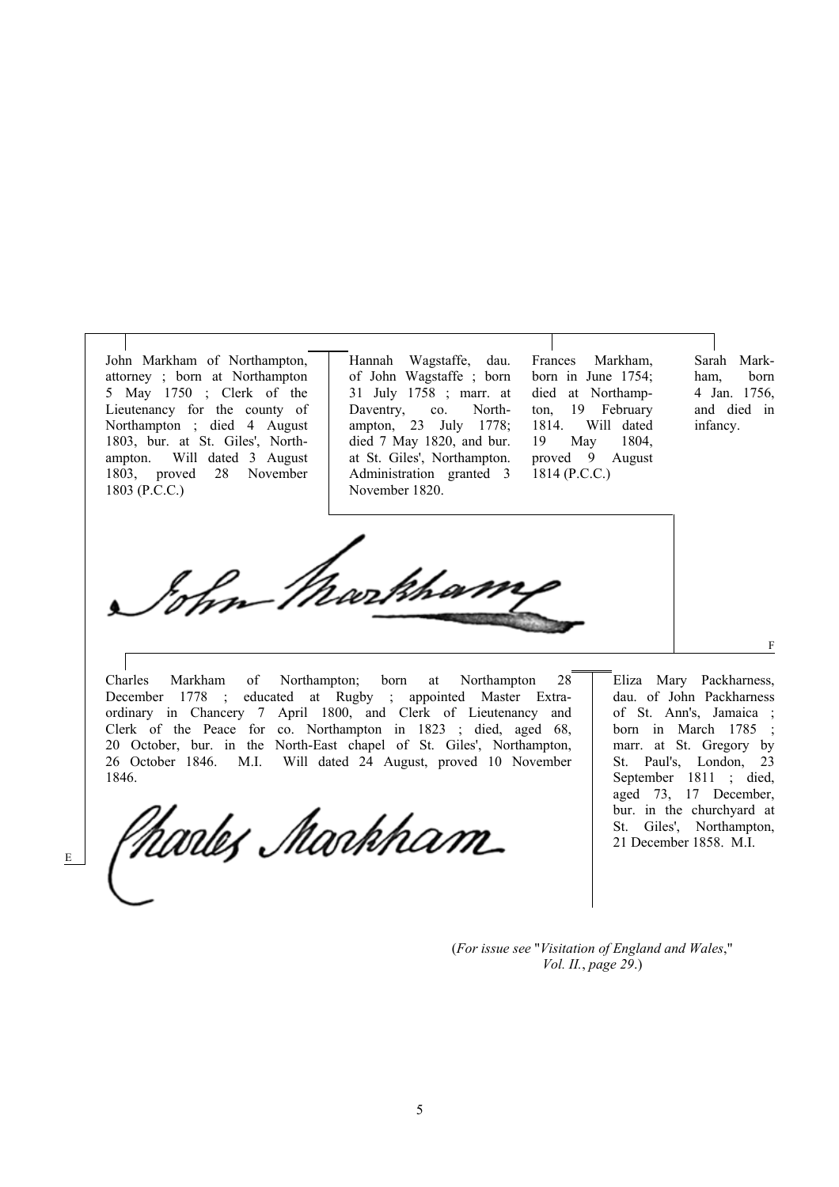John Markham of Northampton, attorney ; born at Northampton 5 May 1750 ; Clerk of the Lieutenancy for the county of Northampton ; died 4 August 1803, bur. at St. Giles', Northampton. Will dated 3 August 1803, proved 28 November 1803 (P.C.C.)

Hannah Wagstaffe, dau. of John Wagstaffe ; born 31 July 1758 ; marr. at Daventry, co. Northampton, 23 July 1778; died 7 May 1820, and bur. at St. Giles', Northampton. Administration granted 3 November 1820.

Frances Markham, born in June 1754; died at Northampton, 19 February 1814. Will dated 19 May 1804, proved 9 August 1814 (P.C.C.)

Sarah Markham, born 4 Jan. 1756, and died in infancy.

F

Charles Markham of Northampton; born at Northampton 28 December 1778 ; educated at Rugby ; appointed Master Extra-ordinary in Chancery 7 April 1800, and Clerk of Lieutenancy and Clerk of the Peace for co. Northampton in 1823 ; died, aged 68, 20 October, bur. in the North-East chapel of St. Giles', Northampton, 26 October 1846. M.I. Will dated 24 August, proved 10 November 1846.

Eliza Mary Packharness, dau. of John Packharness of St. Ann's, Jamaica ; born in March 1785 ; marr. at St. Gregory by St. Paul's, London, 23 September 1811 ; died, aged 73, 17 December, bur. in the churchyard at St. Giles', Northampton, 21 December 1858. M.I.

E

(*For issue see* "*Visitation of England and Wales*," *Vol. II.*, *page 29*.)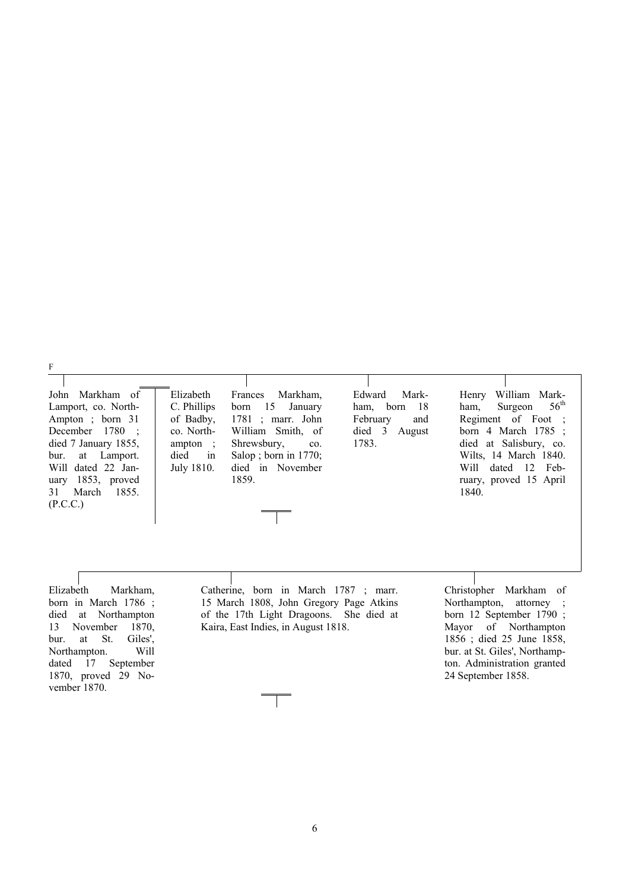F

John Markham of Lamport, co. North-Ampton ; born 31 December 1780 ; died 7 January 1855, bur. at Lamport. Will dated 22 January 1853, proved 31 March 1855. (P.C.C.)

= Elizabeth C. Phillips of Badby, co. Northampton ; died in July 1810.

Frances Markham, born 15 January 1781 ; marr. John William Smith, of Shrewsbury, co. Salop ; born in 1770; died in November 1859.

Edward Markham, born 18 February and died 3 August 1783.

Henry William Markham, Surgeon 56th Regiment of Foot ; born 4 March 1785 ; died at Salisbury, co. Wilts, 14 March 1840. Will dated 12 February, proved 15 April 1840.

Elizabeth Markham, born in March 1786 ; died at Northampton 13 November 1870, bur. at St. Giles', Northampton. Will dated 17 September 1870, proved 29 November 1870.

Catherine, born in March 1787 ; marr. 15 March 1808, John Gregory Page Atkins of the 17th Light Dragoons. She died at Kaira, East Indies, in August 1818.

Christopher Markham of Northampton, attorney ; born 12 September 1790 ; Mayor of Northampton 1856 ; died 25 June 1858, bur. at St. Giles', Northampton. Administration granted 24 September 1858.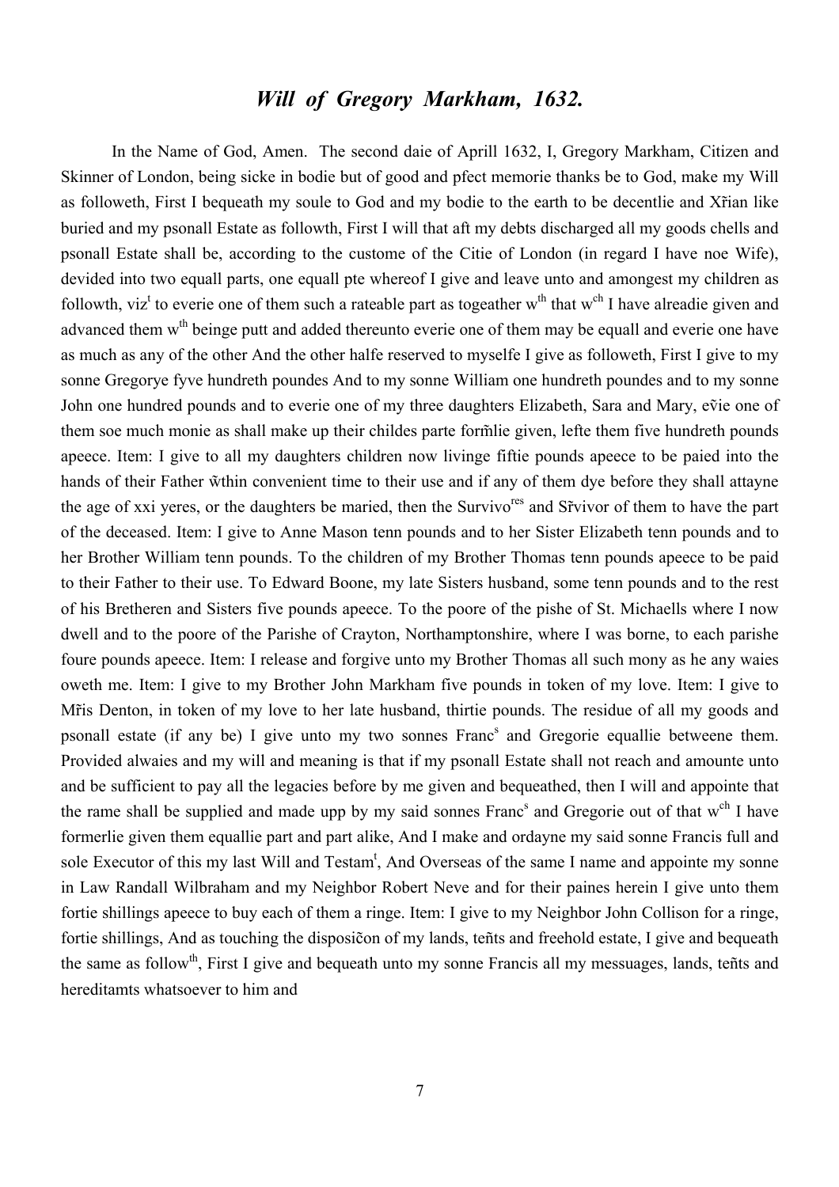# *Will of Gregory Markham, 1632.*

In the Name of God, Amen. The second daie of Aprill 1632, I, Gregory Markham, Citizen and Skinner of London, being sicke in bodie but of good and pfect memorie thanks be to God, make my Will as followeth, First I bequeath my soule to God and my bodie to the earth to be decentlie and Xr̃ian like buried and my psonall Estate as followth, First I will that aft my debts discharged all my goods chells and psonall Estate shall be, according to the custome of the Citie of London (in regard I have noe Wife), devided into two equall parts, one equall pte whereof I give and leave unto and amongest my children as followth, viz[t] to everie one of them such a rateable part as togeather w[th] that w[ch] I have alreadie given and advanced them w[th] beinge putt and added thereunto everie one of them may be equall and everie one have as much as any of the other And the other halfe reserved to myselfe I give as followeth, First I give to my sonne Gregorye fyve hundreth poundes And to my sonne William one hundreth poundes and to my sonne John one hundred pounds and to everie one of my three daughters Elizabeth, Sara and Mary, eṽie one of them soe much monie as shall make up their childes parte form̃lie given, lefte them five hundreth pounds apeece. Item: I give to all my daughters children now livinge fiftie pounds apeece to be paied into the hands of their Father w̃thin convenient time to their use and if any of them dye before they shall attayne the age of xxi yeres, or the daughters be maried, then the Survivo[res] and Sr̃vivor of them to have the part of the deceased. Item: I give to Anne Mason tenn pounds and to her Sister Elizabeth tenn pounds and to her Brother William tenn pounds. To the children of my Brother Thomas tenn pounds apeece to be paid to their Father to their use. To Edward Boone, my late Sisters husband, some tenn pounds and to the rest of his Bretheren and Sisters five pounds apeece. To the poore of the pishe of St. Michaells where I now dwell and to the poore of the Parishe of Crayton, Northamptonshire, where I was borne, to each parishe foure pounds apeece. Item: I release and forgive unto my Brother Thomas all such mony as he any waies oweth me. Item: I give to my Brother John Markham five pounds in token of my love. Item: I give to Mr̃is Denton, in token of my love to her late husband, thirtie pounds. The residue of all my goods and psonall estate (if any be) I give unto my two sonnes Franc[s] and Gregorie equallie betweene them. Provided alwaies and my will and meaning is that if my psonall Estate shall not reach and amounte unto and be sufficient to pay all the legacies before by me given and bequeathed, then I will and appointe that the rame shall be supplied and made upp by my said sonnes Franc[s] and Gregorie out of that w[ch] I have formerlie given them equallie part and part alike, And I make and ordayne my said sonne Francis full and sole Executor of this my last Will and Testam[t], And Overseas of the same I name and appointe my sonne in Law Randall Wilbraham and my Neighbor Robert Neve and for their paines herein I give unto them fortie shillings apeece to buy each of them a ringe. Item: I give to my Neighbor John Collison for a ringe, fortie shillings, And as touching the disposic̃on of my lands, tents and freehold estate, I give and bequeath the same as follow[th], First I give and bequeath unto my sonne Francis all my messuages, lands, tents and hereditamts whatsoever to him and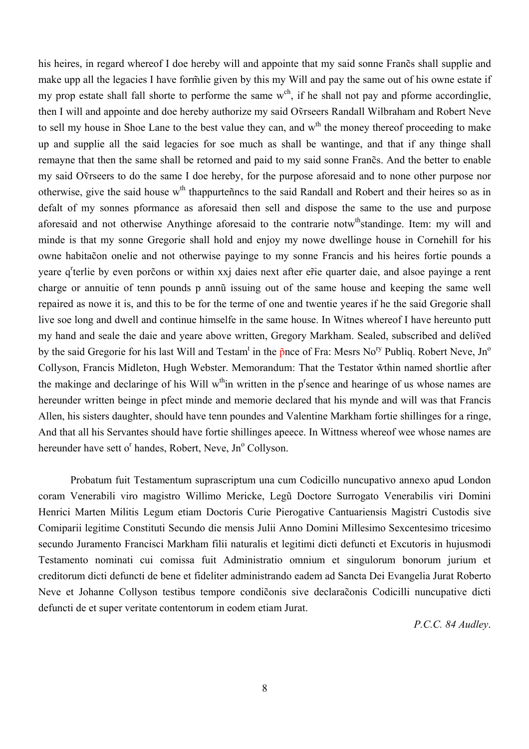his heires, in regard whereof I doe hereby will and appointe that my said sonne Francs shall supplie and make upp all the legacies I have formlie given by this my Will and pay the same out of his owne estate if my prop estate shall fall shorte to performe the same w^ch^, if he shall not pay and pforme accordinglie, then I will and appointe and doe hereby authorize my said Ovrseers Randall Wilbraham and Robert Neve to sell my house in Shoe Lane to the best value they can, and w^th^ the money thereof proceeding to make up and supplie all the said legacies for soe much as shall be wantinge, and that if any thinge shall remayne that then the same shall be retorned and paid to my said sonne Francs. And the better to enable my said Ovrseers to do the same I doe hereby, for the purpose aforesaid and to none other purpose nor otherwise, give the said house w^th^ thappurtenncs to the said Randall and Robert and their heires so as in defalt of my sonnes pformance as aforesaid then sell and dispose the same to the use and purpose aforesaid and not otherwise Anythinge aforesaid to the contrarie notw^th^standinge. Item: my will and minde is that my sonne Gregorie shall hold and enjoy my nowe dwellinge house in Cornehill for his owne habitacon onelie and not otherwise payinge to my sonne Francis and his heires fortie pounds a yeare q^r^terlie by even porcons or within xxj daies next after erie quarter daie, and alsoe payinge a rent charge or annuitie of tenn pounds p annu issuing out of the same house and keeping the same well repaired as nowe it is, and this to be for the terme of one and twentie yeares if he the said Gregorie shall live soe long and dwell and continue himselfe in the same house. In Witnes whereof I have hereunto putt my hand and seale the daie and yeare above written, Gregory Markham. Sealed, subscribed and delived by the said Gregorie for his last Will and Testam^t^ in the pnce of Fra: Mesrs No^ry^ Publiq. Robert Neve, Jn^o^ Collyson, Francis Midleton, Hugh Webster. Memorandum: That the Testator wthin named shortlie after the makinge and declaringe of his Will w^th^in written in the p^r^sence and hearinge of us whose names are hereunder written beinge in pfect minde and memorie declared that his mynde and will was that Francis Allen, his sisters daughter, should have tenn poundes and Valentine Markham fortie shillinges for a ringe, And that all his Servantes should have fortie shillinges apeece. In Wittness whereof wee whose names are hereunder have sett o^r^ handes, Robert, Neve, Jn^o^ Collyson.

Probatum fuit Testamentum suprascriptum una cum Codicillo nuncupativo annexo apud London coram Venerabili viro magistro Willimo Mericke, Legu Doctore Surrogato Venerabilis viri Domini Henrici Marten Militis Legum etiam Doctoris Curie Pierogative Cantuariensis Magistri Custodis sive Comiparii legitime Constituti Secundo die mensis Julii Anno Domini Millesimo Sexcentesimo tricesimo secundo Juramento Francisci Markham filii naturalis et legitimi dicti defuncti et Excutoris in hujusmodi Testamento nominati cui comissa fuit Administratio omnium et singulorum bonorum jurium et creditorum dicti defuncti de bene et fideliter administrando eadem ad Sancta Dei Evangelia Jurat Roberto Neve et Johanne Collyson testibus tempore condiconis sive declaraconis Codicilli nuncupative dicti defuncti de et super veritate contentorum in eodem etiam Jurat.

*P.C.C. 84 Audley*.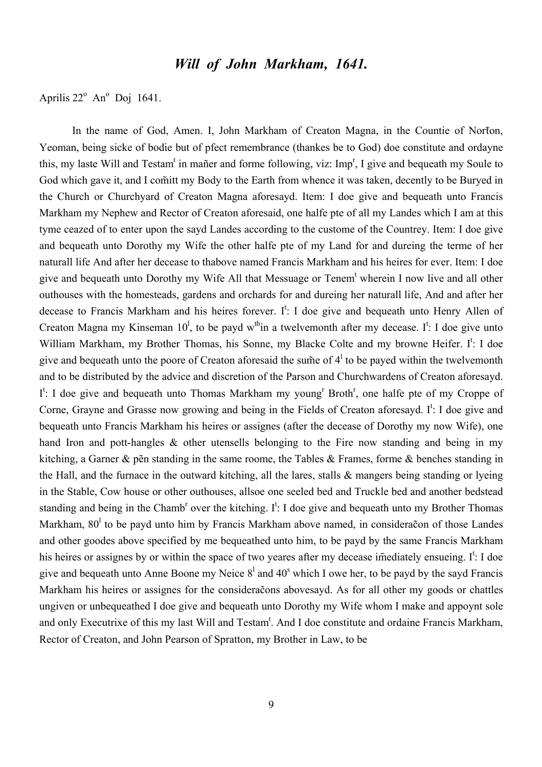# *Will of John Markham, 1641.*

Aprilis 22º Anº Doj 1641.

In the name of God, Amen. I, John Markham of Creaton Magna, in the Countie of Norton, Yeoman, being sicke of bodie but of pfect remembrance (thankes be to God) doe constitute and ordayne this, my laste Will and Testam[t] in mañer and forme following, viz: Imp[r], I give and bequeath my Soule to God which gave it, and I co͞mitt my Body to the Earth from whence it was taken, decently to be Buryed in the Church or Churchyard of Creaton Magna aforesayd. Item: I doe give and bequeath unto Francis Markham my Nephew and Rector of Creaton aforesaid, one halfe pte of all my Landes which I am at this tyme ceazed of to enter upon the sayd Landes according to the custome of the Countrey. Item: I doe give and bequeath unto Dorothy my Wife the other halfe pte of my Land for and dureing the terme of her naturall life And after her decease to thabove named Francis Markham and his heires for ever. Item: I doe give and bequeath unto Dorothy my Wife All that Messuage or Tenem[t] wherein I now live and all other outhouses with the homesteads, gardens and orchards for and dureing her naturall life, And and after her decease to Francis Markham and his heires forever. I[t]: I doe give and bequeath unto Henry Allen of Creaton Magna my Kinseman 10[l], to be payd w[th]in a twelvemonth after my decease. I[t]: I doe give unto William Markham, my Brother Thomas, his Sonne, my Blacke Colte and my browne Heifer. I[t]: I doe give and bequeath unto the poore of Creaton aforesaid the su͞me of 4[l] to be payed within the twelvemonth and to be distributed by the advice and discretion of the Parson and Churchwardens of Creaton aforesayd. I[t]: I doe give and bequeath unto Thomas Markham my young[r] Broth[r], one halfe pte of my Croppe of Corne, Grayne and Grasse now growing and being in the Fields of Creaton aforesayd. I[t]: I doe give and bequeath unto Francis Markham his heires or assignes (after the decease of Dorothy my now Wife), one hand Iron and pott-hangles & other utensells belonging to the Fire now standing and being in my kitching, a Garner & pe͞n standing in the same roome, the Tables & Frames, forme & benches standing in the Hall, and the furnace in the outward kitching, all the lares, stalls & mangers being standing or lyeing in the Stable, Cow house or other outhouses, allsoe one seeled bed and Truckle bed and another bedstead standing and being in the Chamb[r] over the kitching. I[t]: I doe give and bequeath unto my Brother Thomas Markham, 80[l] to be payd unto him by Francis Markham above named, in considerac͞on of those Landes and other goodes above specified by me bequeathed unto him, to be payd by the same Francis Markham his heires or assignes by or within the space of two yeares after my decease i͞mediately ensueing. I[t]: I doe give and bequeath unto Anne Boone my Neice 8[l] and 40[s] which I owe her, to be payd by the sayd Francis Markham his heires or assignes for the considerac͞ons abovesayd. As for all other my goods or chattles ungiven or unbequeathed I doe give and bequeath unto Dorothy my Wife whom I make and appoynt sole and only Executrixe of this my last Will and Testam[t]. And I doe constitute and ordaine Francis Markham, Rector of Creaton, and John Pearson of Spratton, my Brother in Law, to be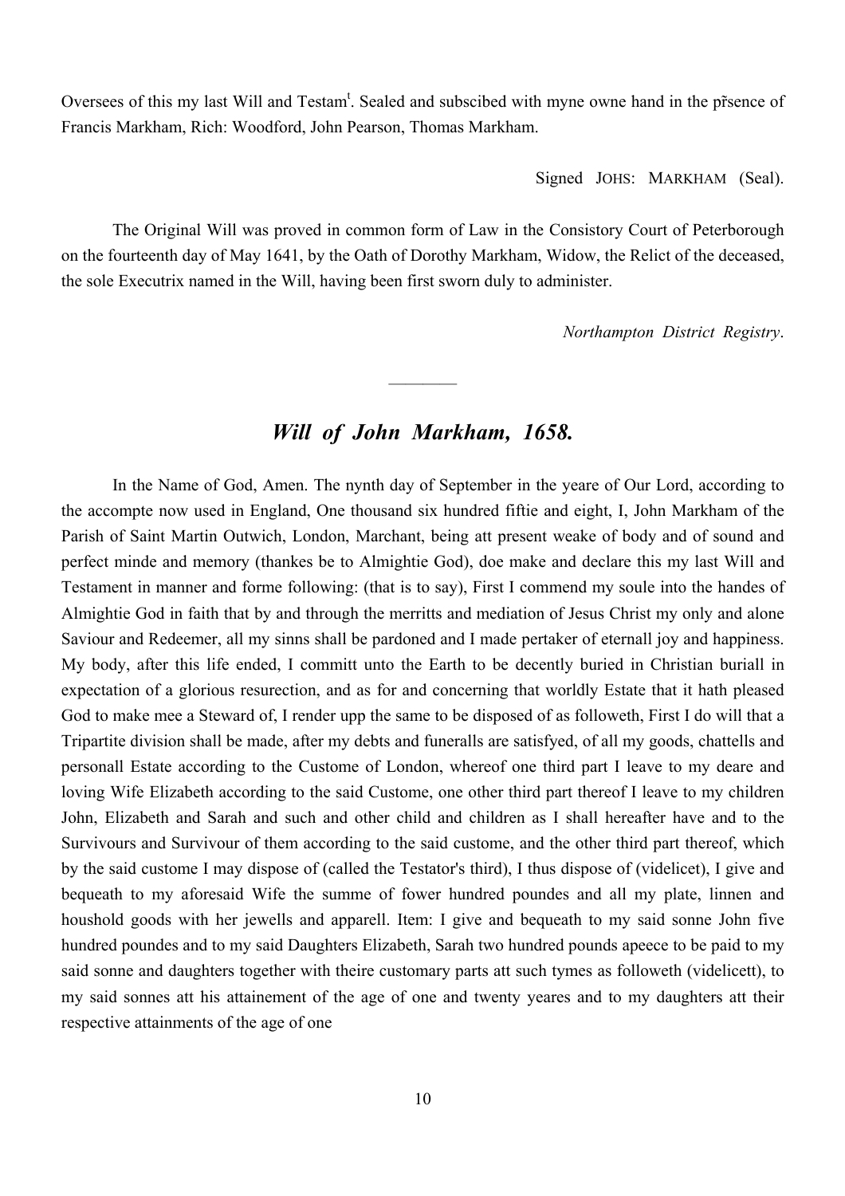Oversees of this my last Will and Testam[t]. Sealed and subscibed with myne owne hand in the p̃sence of Francis Markham, Rich: Woodford, John Pearson, Thomas Markham.

Signed JOHS: MARKHAM (Seal).

The Original Will was proved in common form of Law in the Consistory Court of Peterborough on the fourteenth day of May 1641, by the Oath of Dorothy Markham, Widow, the Relict of the deceased, the sole Executrix named in the Will, having been first sworn duly to administer.

*Northampton District Registry*.

---

## *Will of John Markham, 1658.*

In the Name of God, Amen. The nynth day of September in the yeare of Our Lord, according to the accompte now used in England, One thousand six hundred fiftie and eight, I, John Markham of the Parish of Saint Martin Outwich, London, Marchant, being att present weake of body and of sound and perfect minde and memory (thankes be to Almightie God), doe make and declare this my last Will and Testament in manner and forme following: (that is to say), First I commend my soule into the handes of Almightie God in faith that by and through the merritts and mediation of Jesus Christ my only and alone Saviour and Redeemer, all my sinns shall be pardoned and I made pertaker of eternall joy and happiness. My body, after this life ended, I committ unto the Earth to be decently buried in Christian buriall in expectation of a glorious resurection, and as for and concerning that worldly Estate that it hath pleased God to make mee a Steward of, I render upp the same to be disposed of as followeth, First I do will that a Tripartite division shall be made, after my debts and funeralls are satisfyed, of all my goods, chattells and personall Estate according to the Custome of London, whereof one third part I leave to my deare and loving Wife Elizabeth according to the said Custome, one other third part thereof I leave to my children John, Elizabeth and Sarah and such and other child and children as I shall hereafter have and to the Survivours and Survivour of them according to the said custome, and the other third part thereof, which by the said custome I may dispose of (called the Testator's third), I thus dispose of (videlicet), I give and bequeath to my aforesaid Wife the summe of fower hundred poundes and all my plate, linnen and houshold goods with her jewells and apparell. Item: I give and bequeath to my said sonne John five hundred poundes and to my said Daughters Elizabeth, Sarah two hundred pounds apeece to be paid to my said sonne and daughters together with theire customary parts att such tymes as followeth (videlicett), to my said sonnes att his attainement of the age of one and twenty yeares and to my daughters att their respective attainments of the age of one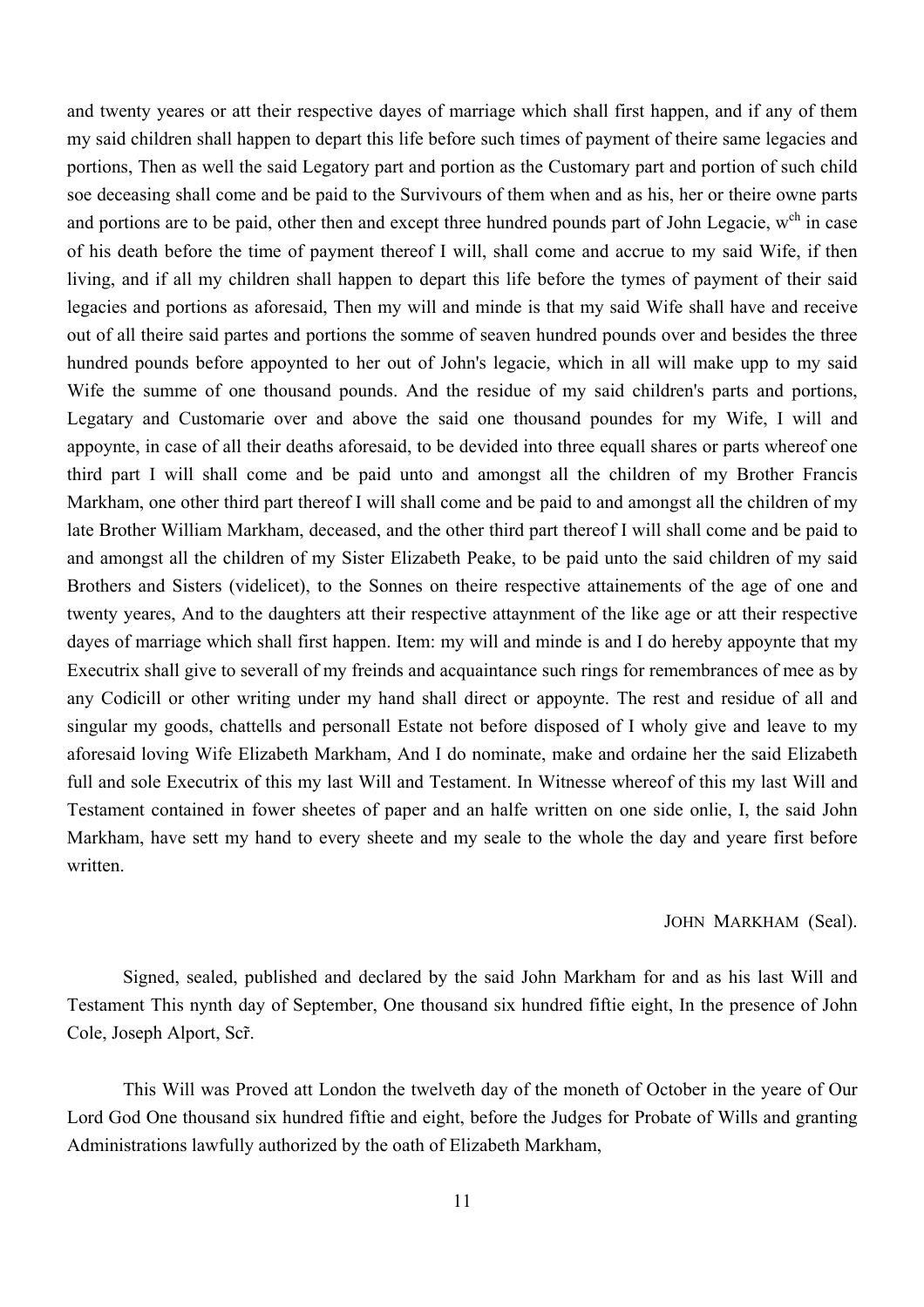and twenty yeares or att their respective dayes of marriage which shall first happen, and if any of them my said children shall happen to depart this life before such times of payment of theire same legacies and portions, Then as well the said Legatory part and portion as the Customary part and portion of such child soe deceasing shall come and be paid to the Survivours of them when and as his, her or theire owne parts and portions are to be paid, other then and except three hundred pounds part of John Legacie, w[ch] in case of his death before the time of payment thereof I will, shall come and accrue to my said Wife, if then living, and if all my children shall happen to depart this life before the tymes of payment of their said legacies and portions as aforesaid, Then my will and minde is that my said Wife shall have and receive out of all theire said partes and portions the somme of seaven hundred pounds over and besides the three hundred pounds before appoynted to her out of John's legacie, which in all will make upp to my said Wife the summe of one thousand pounds. And the residue of my said children's parts and portions, Legatary and Customarie over and above the said one thousand poundes for my Wife, I will and appoynte, in case of all their deaths aforesaid, to be devided into three equall shares or parts whereof one third part I will shall come and be paid unto and amongst all the children of my Brother Francis Markham, one other third part thereof I will shall come and be paid to and amongst all the children of my late Brother William Markham, deceased, and the other third part thereof I will shall come and be paid to and amongst all the children of my Sister Elizabeth Peake, to be paid unto the said children of my said Brothers and Sisters (videlicet), to the Sonnes on theire respective attainements of the age of one and twenty yeares, And to the daughters att their respective attaynment of the like age or att their respective dayes of marriage which shall first happen. Item: my will and minde is and I do hereby appoynte that my Executrix shall give to severall of my freinds and acquaintance such rings for remembrances of mee as by any Codicill or other writing under my hand shall direct or appoynte. The rest and residue of all and singular my goods, chattells and personall Estate not before disposed of I wholy give and leave to my aforesaid loving Wife Elizabeth Markham, And I do nominate, make and ordaine her the said Elizabeth full and sole Executrix of this my last Will and Testament. In Witnesse whereof of this my last Will and Testament contained in fower sheetes of paper and an halfe written on one side onlie, I, the said John Markham, have sett my hand to every sheete and my seale to the whole the day and yeare first before written.

JOHN MARKHAM (Seal).

Signed, sealed, published and declared by the said John Markham for and as his last Will and Testament This nynth day of September, One thousand six hundred fiftie eight, In the presence of John Cole, Joseph Alport, Scr̃.

This Will was Proved att London the twelveth day of the moneth of October in the yeare of Our Lord God One thousand six hundred fiftie and eight, before the Judges for Probate of Wills and granting Administrations lawfully authorized by the oath of Elizabeth Markham,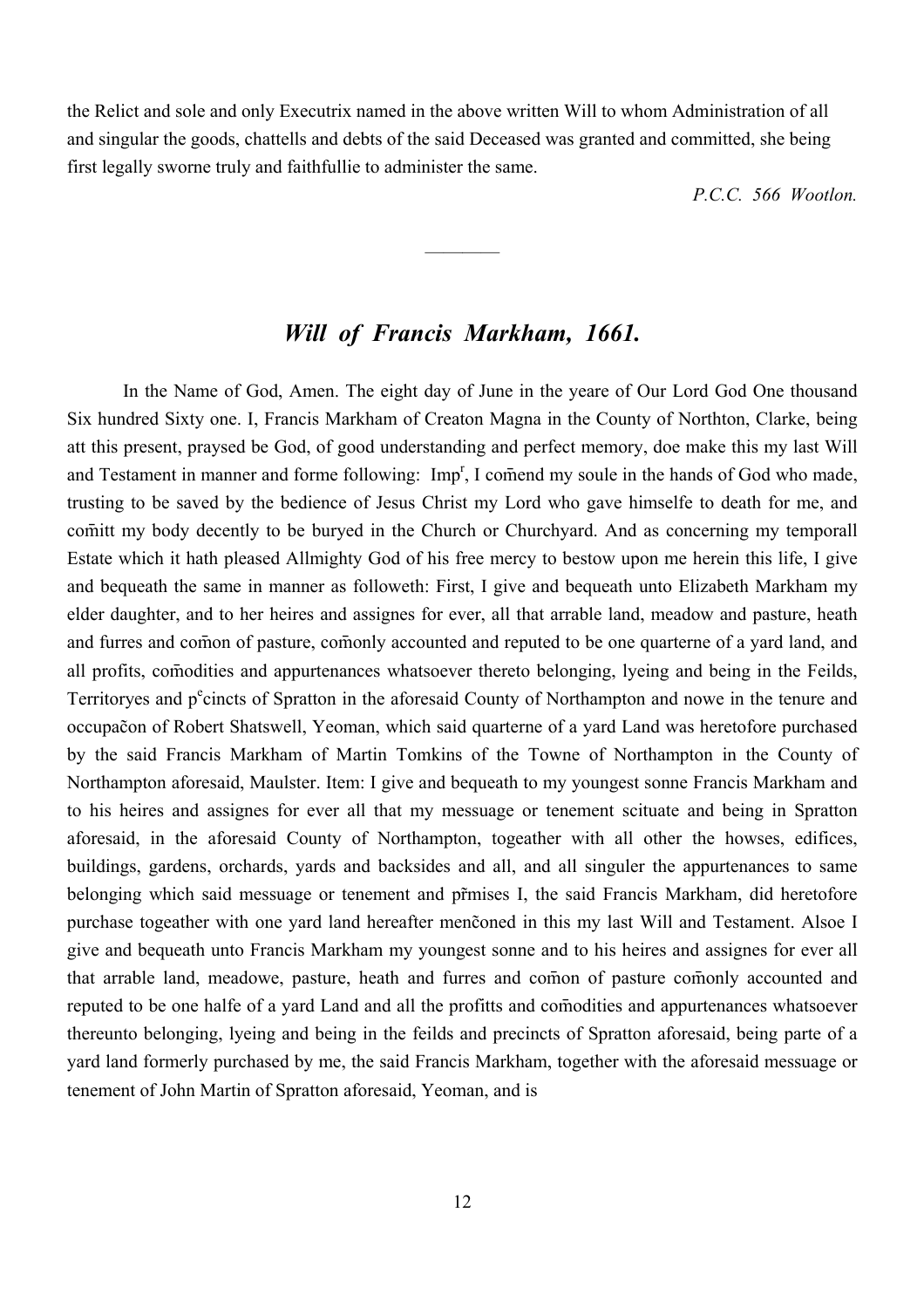the Relict and sole and only Executrix named in the above written Will to whom Administration of all and singular the goods, chattells and debts of the said Deceased was granted and committed, she being first legally sworne truly and faithfullie to administer the same.

*P.C.C. 566 Wootlon.*

---

## *Will of Francis Markham, 1661.*

In the Name of God, Amen. The eight day of June in the yeare of Our Lord God One thousand Six hundred Sixty one. I, Francis Markham of Creaton Magna in the County of Northton, Clarke, being att this present, praysed be God, of good understanding and perfect memory, doe make this my last Will and Testament in manner and forme following: Imp[r], I com̃end my soule in the hands of God who made, trusting to be saved by the bedience of Jesus Christ my Lord who gave himselfe to death for me, and com̃itt my body decently to be buryed in the Church or Churchyard. And as concerning my temporall Estate which it hath pleased Allmighty God of his free mercy to bestow upon me herein this life, I give and bequeath the same in manner as followeth: First, I give and bequeath unto Elizabeth Markham my elder daughter, and to her heires and assignes for ever, all that arrable land, meadow and pasture, heath and furres and com̃on of pasture, com̃only accounted and reputed to be one quarterne of a yard land, and all profits, com̃odities and appurtenances whatsoever thereto belonging, lyeing and being in the Feilds, Territoryes and p[e]cincts of Spratton in the aforesaid County of Northampton and nowe in the tenure and occupac̃on of Robert Shatswell, Yeoman, which said quarterne of a yard Land was heretofore purchased by the said Francis Markham of Martin Tomkins of the Towne of Northampton in the County of Northampton aforesaid, Maulster. Item: I give and bequeath to my youngest sonne Francis Markham and to his heires and assignes for ever all that my messuage or tenement scituate and being in Spratton aforesaid, in the aforesaid County of Northampton, togeather with all other the howses, edifices, buildings, gardens, orchards, yards and backsides and all, and all singuler the appurtenances to same belonging which said messuage or tenement and p̃mises I, the said Francis Markham, did heretofore purchase togeather with one yard land hereafter menc̃oned in this my last Will and Testament. Alsoe I give and bequeath unto Francis Markham my youngest sonne and to his heires and assignes for ever all that arrable land, meadowe, pasture, heath and furres and com̃on of pasture com̃only accounted and reputed to be one halfe of a yard Land and all the profitts and com̃odities and appurtenances whatsoever thereunto belonging, lyeing and being in the feilds and precincts of Spratton aforesaid, being parte of a yard land formerly purchased by me, the said Francis Markham, together with the aforesaid messuage or tenement of John Martin of Spratton aforesaid, Yeoman, and is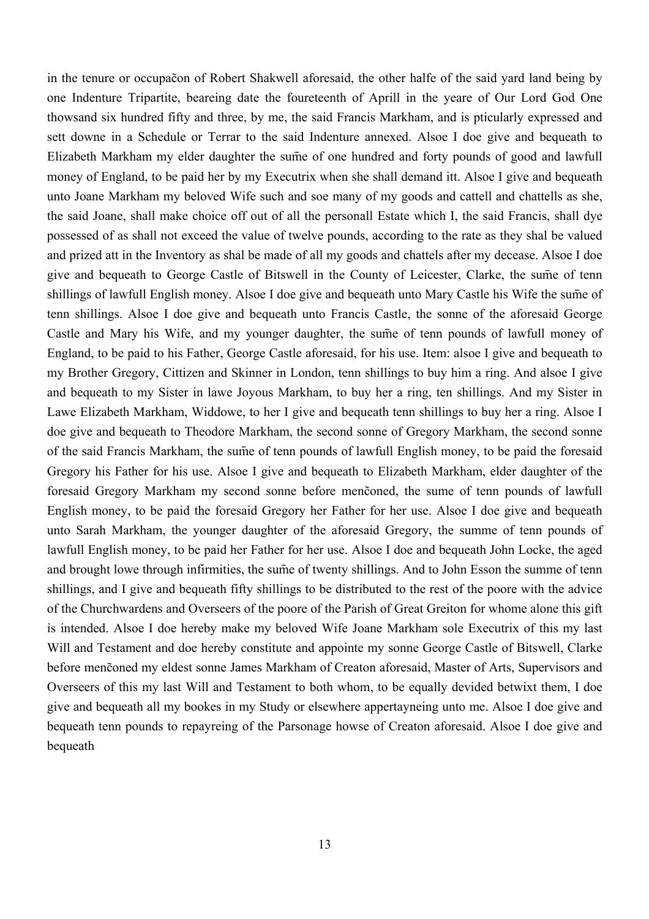in the tenure or occupacõn of Robert Shakwell aforesaid, the other halfe of the said yard land being by one Indenture Tripartite, beareing date the foureteenth of Aprill in the yeare of Our Lord God One thowsand six hundred fifty and three, by me, the said Francis Markham, and is pticularly expressed and sett downe in a Schedule or Terrar to the said Indenture annexed. Alsoe I doe give and bequeath to Elizabeth Markham my elder daughter the sum̃e of one hundred and forty pounds of good and lawfull money of England, to be paid her by my Executrix when she shall demand itt. Alsoe I give and bequeath unto Joane Markham my beloved Wife such and soe many of my goods and cattell and chattells as she, the said Joane, shall make choice off out of all the personall Estate which I, the said Francis, shall dye possessed of as shall not exceed the value of twelve pounds, according to the rate as they shal be valued and prized att in the Inventory as shal be made of all my goods and chattels after my decease. Alsoe I doe give and bequeath to George Castle of Bitswell in the County of Leicester, Clarke, the sum̃e of tenn shillings of lawfull English money. Alsoe I doe give and bequeath unto Mary Castle his Wife the sum̃e of tenn shillings. Alsoe I doe give and bequeath unto Francis Castle, the sonne of the aforesaid George Castle and Mary his Wife, and my younger daughter, the sum̃e of tenn pounds of lawfull money of England, to be paid to his Father, George Castle aforesaid, for his use. Item: alsoe I give and bequeath to my Brother Gregory, Cittizen and Skinner in London, tenn shillings to buy him a ring. And alsoe I give and bequeath to my Sister in lawe Joyous Markham, to buy her a ring, ten shillings. And my Sister in Lawe Elizabeth Markham, Widdowe, to her I give and bequeath tenn shillings to buy her a ring. Alsoe I doe give and bequeath to Theodore Markham, the second sonne of Gregory Markham, the second sonne of the said Francis Markham, the sum̃e of tenn pounds of lawfull English money, to be paid the foresaid Gregory his Father for his use. Alsoe I give and bequeath to Elizabeth Markham, elder daughter of the foresaid Gregory Markham my second sonne before mencõned, the sume of tenn pounds of lawfull English money, to be paid the foresaid Gregory her Father for her use. Alsoe I doe give and bequeath unto Sarah Markham, the younger daughter of the aforesaid Gregory, the summe of tenn pounds of lawfull English money, to be paid her Father for her use. Alsoe I doe and bequeath John Locke, the aged and brought lowe through infirmities, the sum̃e of twenty shillings. And to John Esson the summe of tenn shillings, and I give and bequeath fifty shillings to be distributed to the rest of the poore with the advice of the Churchwardens and Overseers of the poore of the Parish of Great Greiton for whome alone this gift is intended. Alsoe I doe hereby make my beloved Wife Joane Markham sole Executrix of this my last Will and Testament and doe hereby constitute and appointe my sonne George Castle of Bitswell, Clarke before mencõned my eldest sonne James Markham of Creaton aforesaid, Master of Arts, Supervisors and Overseers of this my last Will and Testament to both whom, to be equally devided betwixt them, I doe give and bequeath all my bookes in my Study or elsewhere appertayneing unto me. Alsoe I doe give and bequeath tenn pounds to repayreing of the Parsonage howse of Creaton aforesaid. Alsoe I doe give and bequeath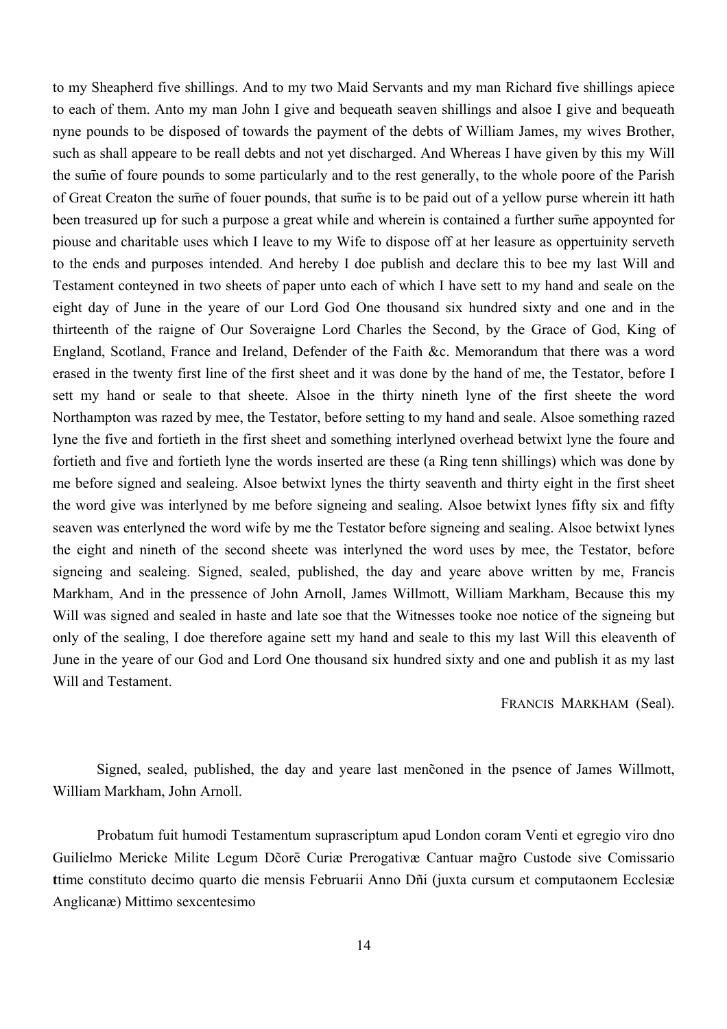to my Sheapherd five shillings. And to my two Maid Servants and my man Richard five shillings apiece to each of them. Anto my man John I give and bequeath seaven shillings and alsoe I give and bequeath nyne pounds to be disposed of towards the payment of the debts of William James, my wives Brother, such as shall appeare to be reall debts and not yet discharged. And Whereas I have given by this my Will the sum̃e of foure pounds to some particularly and to the rest generally, to the whole poore of the Parish of Great Creaton the sum̃e of fouer pounds, that sum̃e is to be paid out of a yellow purse wherein itt hath been treasured up for such a purpose a great while and wherein is contained a further sum̃e appoynted for piouse and charitable uses which I leave to my Wife to dispose off at her leasure as oppertuinity serveth to the ends and purposes intended. And hereby I doe publish and declare this to bee my last Will and Testament conteyned in two sheets of paper unto each of which I have sett to my hand and seale on the eight day of June in the yeare of our Lord God One thousand six hundred sixty and one and in the thirteenth of the raigne of Our Soveraigne Lord Charles the Second, by the Grace of God, King of England, Scotland, France and Ireland, Defender of the Faith &c. Memorandum that there was a word erased in the twenty first line of the first sheet and it was done by the hand of me, the Testator, before I sett my hand or seale to that sheete. Alsoe in the thirty nineth lyne of the first sheete the word Northampton was razed by mee, the Testator, before setting to my hand and seale. Alsoe something razed lyne the five and fortieth in the first sheet and something interlyned overhead betwixt lyne the foure and fortieth and five and fortieth lyne the words inserted are these (a Ring tenn shillings) which was done by me before signed and sealeing. Alsoe betwixt lynes the thirty seaventh and thirty eight in the first sheet the word give was interlyned by me before signeing and sealing. Alsoe betwixt lynes fifty six and fifty seaven was enterlyned the word wife by me the Testator before signeing and sealing. Alsoe betwixt lynes the eight and nineth of the second sheete was interlyned the word uses by mee, the Testator, before signeing and sealeing. Signed, sealed, published, the day and yeare above written by me, Francis Markham, And in the pressence of John Arnoll, James Willmott, William Markham, Because this my Will was signed and sealed in haste and late soe that the Witnesses tooke noe notice of the signeing but only of the sealing, I doe therefore againe sett my hand and seale to this my last Will this eleaventh of June in the yeare of our God and Lord One thousand six hundred sixty and one and publish it as my last Will and Testament.

FRANCIS MARKHAM (Seal).

Signed, sealed, published, the day and yeare last menc̃oned in the psence of James Willmott, William Markham, John Arnoll.

Probatum fuit humodi Testamentum suprascriptum apud London coram Venti et egregio viro dno Guilielmo Mericke Milite Legum Dc̃orē Curiæ Prerogativæ Cantuar mag̃ro Custode sive Comissario **t**time constituto decimo quarto die mensis Februarii Anno Dñi (juxta cursum et computaonem Ecclesiæ Anglicanæ) Mittimo sexcentesimo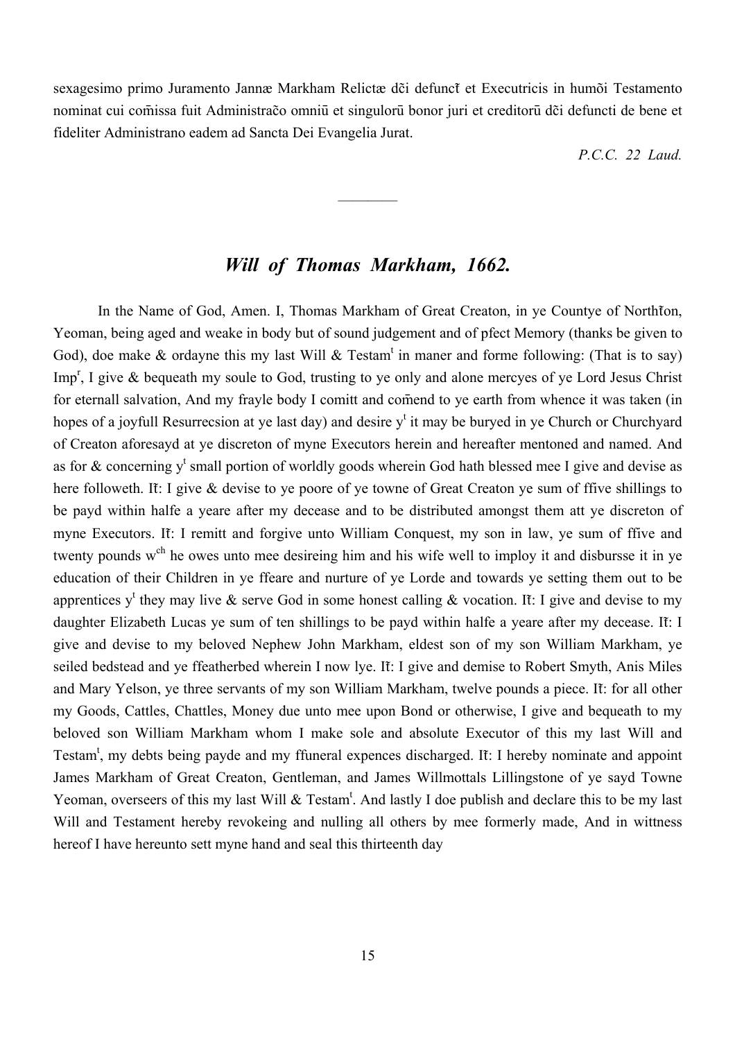sexagesimo primo Juramento Jannæ Markham Relictæ dc̃i defunct̃ et Executricis in humõi Testamento nominat cui com̃issa fuit Administracõ omniū et singulorū bonor juri et creditorū dc̃i defuncti de bene et fideliter Administrano eadem ad Sancta Dei Evangelia Jurat.

*P.C.C. 22 Laud.*

---

## *Will of Thomas Markham, 1662.*

In the Name of God, Amen. I, Thomas Markham of Great Creaton, in ye Countye of Northt̃on, Yeoman, being aged and weake in body but of sound judgement and of pfect Memory (thanks be given to God), doe make & ordayne this my last Will & Testam^t in maner and forme following: (That is to say) Imp^r, I give & bequeath my soule to God, trusting to ye only and alone mercyes of ye Lord Jesus Christ for eternall salvation, And my frayle body I comitt and com̃end to ye earth from whence it was taken (in hopes of a joyfull Resurrecsion at ye last day) and desire y^t it may be buryed in ye Church or Churchyard of Creaton aforesayd at ye discreton of myne Executors herein and hereafter mentoned and named. And as for & concerning y^t small portion of worldly goods wherein God hath blessed mee I give and devise as here followeth. It̃: I give & devise to ye poore of ye towne of Great Creaton ye sum of ffive shillings to be payd within halfe a yeare after my decease and to be distributed amongst them att ye discreton of myne Executors. It̃: I remitt and forgive unto William Conquest, my son in law, ye sum of ffive and twenty pounds w^ch he owes unto mee desireing him and his wife well to imploy it and disbursse it in ye education of their Children in ye ffeare and nurture of ye Lorde and towards ye setting them out to be apprentices y^t they may live & serve God in some honest calling & vocation. It̃: I give and devise to my daughter Elizabeth Lucas ye sum of ten shillings to be payd within halfe a yeare after my decease. It̃: I give and devise to my beloved Nephew John Markham, eldest son of my son William Markham, ye seiled bedstead and ye ffeatherbed wherein I now lye. It̃: I give and demise to Robert Smyth, Anis Miles and Mary Yelson, ye three servants of my son William Markham, twelve pounds a piece. It̃: for all other my Goods, Cattles, Chattles, Money due unto mee upon Bond or otherwise, I give and bequeath to my beloved son William Markham whom I make sole and absolute Executor of this my last Will and Testam^t, my debts being payde and my ffuneral expences discharged. It̃: I hereby nominate and appoint James Markham of Great Creaton, Gentleman, and James Willmottals Lillingstone of ye sayd Towne Yeoman, overseers of this my last Will & Testam^t. And lastly I doe publish and declare this to be my last Will and Testament hereby revokeing and nulling all others by mee formerly made, And in wittness hereof I have hereunto sett myne hand and seal this thirteenth day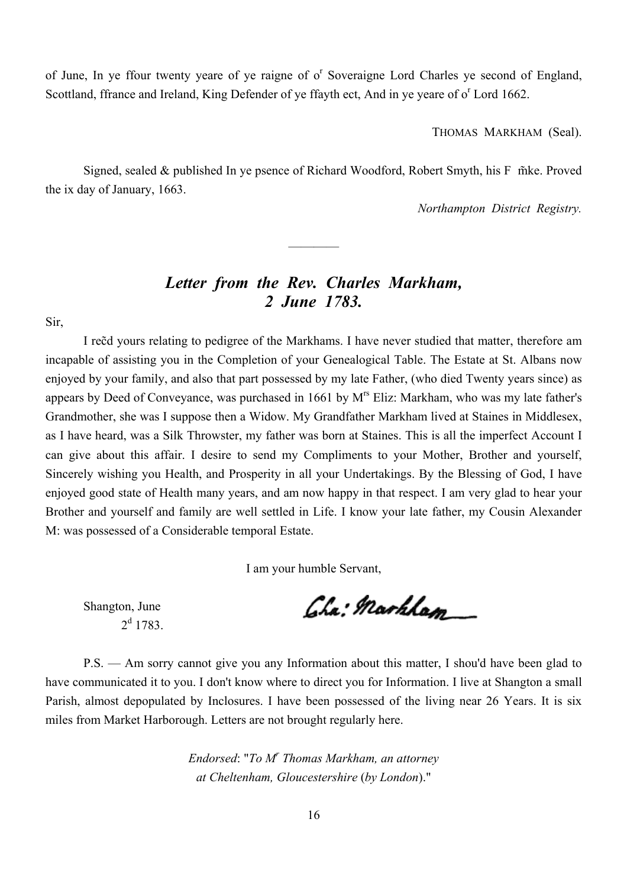of June, In ye ffour twenty yeare of ye raigne of o[r] Soveraigne Lord Charles ye second of England, Scottland, ffrance and Ireland, King Defender of ye ffayth ect, And in ye yeare of o[r] Lord 1662.

THOMAS MARKHAM (Seal).

Signed, sealed & published In ye psence of Richard Woodford, Robert Smyth, his F m̃ke. Proved the ix day of January, 1663.

*Northampton District Registry.*

---

## *Letter from the Rev. Charles Markham, 2 June 1783.*

Sir,

I rec̆d yours relating to pedigree of the Markhams. I have never studied that matter, therefore am incapable of assisting you in the Completion of your Genealogical Table. The Estate at St. Albans now enjoyed by your family, and also that part possessed by my late Father, (who died Twenty years since) as appears by Deed of Conveyance, was purchased in 1661 by M[rs] Eliz: Markham, who was my late father's Grandmother, she was I suppose then a Widow. My Grandfather Markham lived at Staines in Middlesex, as I have heard, was a Silk Throwster, my father was born at Staines. This is all the imperfect Account I can give about this affair. I desire to send my Compliments to your Mother, Brother and yourself, Sincerely wishing you Health, and Prosperity in all your Undertakings. By the Blessing of God, I have enjoyed good state of Health many years, and am now happy in that respect. I am very glad to hear your Brother and yourself and family are well settled in Life. I know your late father, my Cousin Alexander M: was possessed of a Considerable temporal Estate.

I am your humble Servant,

Shangton, June
2[d] 1783.

Cha: Markham

P.S. — Am sorry cannot give you any Information about this matter, I shou'd have been glad to have communicated it to you. I don't know where to direct you for Information. I live at Shangton a small Parish, almost depopulated by Inclosures. I have been possessed of the living near 26 Years. It is six miles from Market Harborough. Letters are not brought regularly here.

*Endorsed*: "*To M[r] Thomas Markham, an attorney at Cheltenham, Gloucestershire* (*by London*)."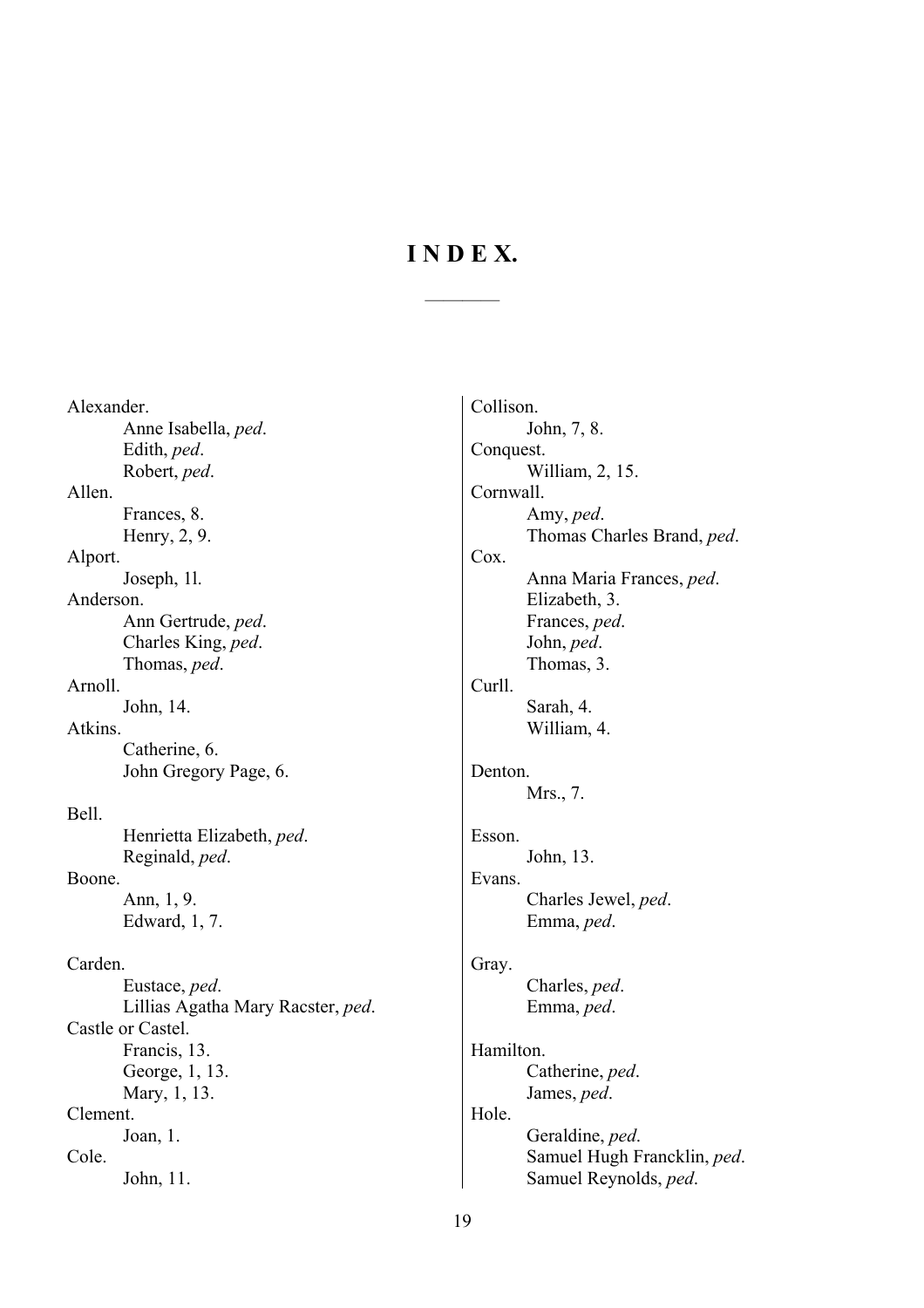# INDEX.

Alexander.
- Anne Isabella, *ped*.
- Edith, *ped*.
- Robert, *ped*.

Allen.
- Frances, 8.
- Henry, 2, 9.

Alport.
- Joseph, 1l.

Anderson.
- Ann Gertrude, *ped*.
- Charles King, *ped*.
- Thomas, *ped*.

Arnoll.
- John, 14.

Atkins.
- Catherine, 6.
- John Gregory Page, 6.

Bell.
- Henrietta Elizabeth, *ped*.
- Reginald, *ped*.

Boone.
- Ann, 1, 9.
- Edward, 1, 7.

Carden.
- Eustace, *ped*.
- Lillias Agatha Mary Racster, *ped*.

Castle or Castel.
- Francis, 13.
- George, 1, 13.
- Mary, 1, 13.

Clement.
- Joan, 1.

Cole.
- John, 11.

Collison.
- John, 7, 8.

Conquest.
- William, 2, 15.

Cornwall.
- Amy, *ped*.
- Thomas Charles Brand, *ped*.

Cox.
- Anna Maria Frances, *ped*.
- Elizabeth, 3.
- Frances, *ped*.
- John, *ped*.
- Thomas, 3.

Curll.
- Sarah, 4.
- William, 4.

Denton.
- Mrs., 7.

Esson.
- John, 13.

Evans.
- Charles Jewel, *ped*.
- Emma, *ped*.

Gray.
- Charles, *ped*.
- Emma, *ped*.

Hamilton.
- Catherine, *ped*.
- James, *ped*.

Hole.
- Geraldine, *ped*.
- Samuel Hugh Francklin, *ped*.
- Samuel Reynolds, *ped*.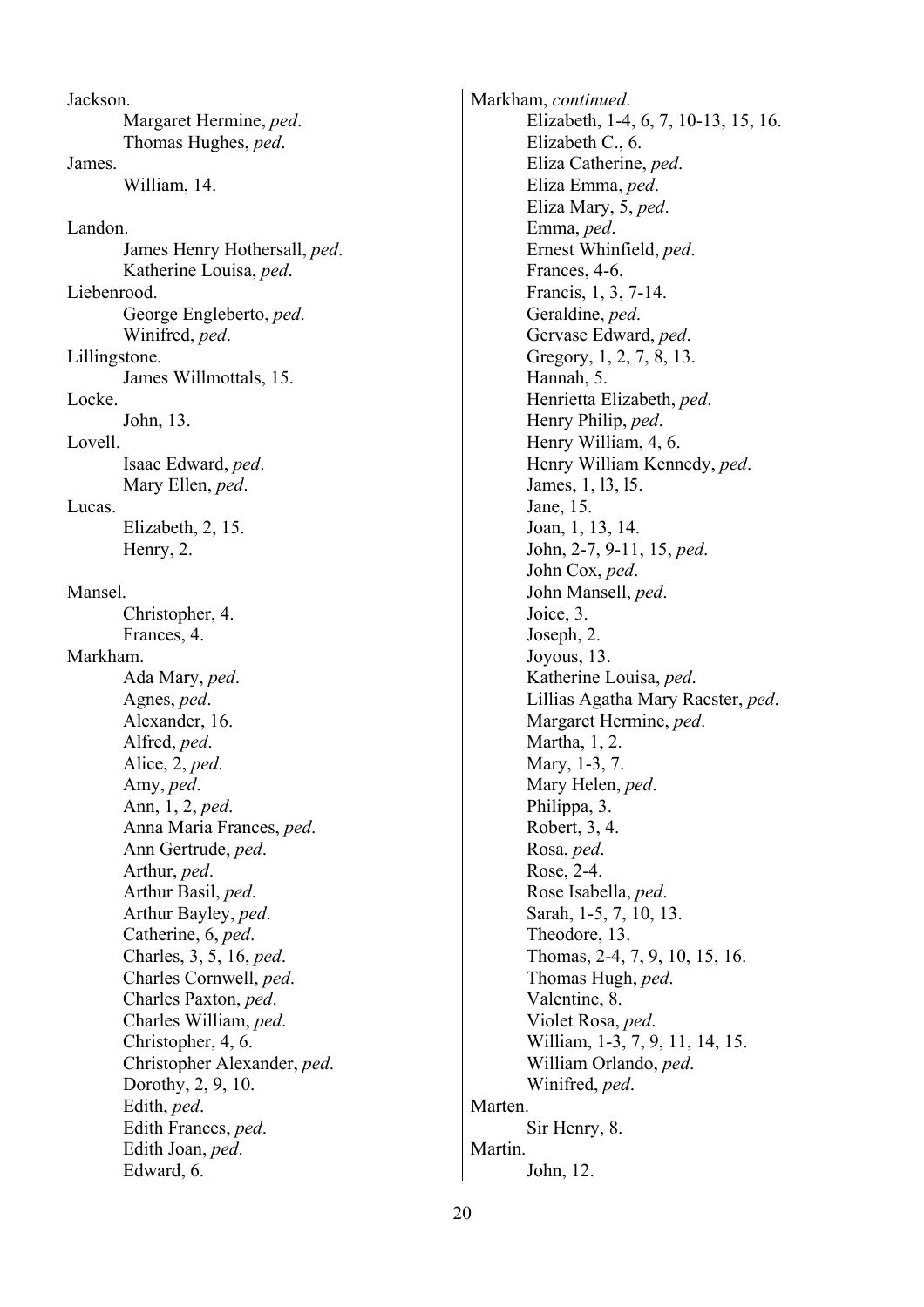Jackson.
- Margaret Hermine, *ped*.
- Thomas Hughes, *ped*.

James.
- William, 14.

Landon.
- James Henry Hothersall, *ped*.
- Katherine Louisa, *ped*.

Liebenrood.
- George Engleberto, *ped*.
- Winifred, *ped*.

Lillingstone.
- James Willmottals, 15.

Locke.
- John, 13.

Lovell.
- Isaac Edward, *ped*.
- Mary Ellen, *ped*.

Lucas.
- Elizabeth, 2, 15.
- Henry, 2.

Mansel.
- Christopher, 4.
- Frances, 4.

Markham.
- Ada Mary, *ped*.
- Agnes, *ped*.
- Alexander, 16.
- Alfred, *ped*.
- Alice, 2, *ped*.
- Amy, *ped*.
- Ann, 1, 2, *ped*.
- Anna Maria Frances, *ped*.
- Ann Gertrude, *ped*.
- Arthur, *ped*.
- Arthur Basil, *ped*.
- Arthur Bayley, *ped*.
- Catherine, 6, *ped*.
- Charles, 3, 5, 16, *ped*.
- Charles Cornwell, *ped*.
- Charles Paxton, *ped*.
- Charles William, *ped*.
- Christopher, 4, 6.
- Christopher Alexander, *ped*.
- Dorothy, 2, 9, 10.
- Edith, *ped*.
- Edith Frances, *ped*.
- Edith Joan, *ped*.
- Edward, 6.

Markham, *continued*.
- Elizabeth, 1-4, 6, 7, 10-13, 15, 16.
- Elizabeth C., 6.
- Eliza Catherine, *ped*.
- Eliza Emma, *ped*.
- Eliza Mary, 5, *ped*.
- Emma, *ped*.
- Ernest Whinfield, *ped*.
- Frances, 4-6.
- Francis, 1, 3, 7-14.
- Geraldine, *ped*.
- Gervase Edward, *ped*.
- Gregory, 1, 2, 7, 8, 13.
- Hannah, 5.
- Henrietta Elizabeth, *ped*.
- Henry Philip, *ped*.
- Henry William, 4, 6.
- Henry William Kennedy, *ped*.
- James, 1, 13, 15.
- Jane, 15.
- Joan, 1, 13, 14.
- John, 2-7, 9-11, 15, *ped*.
- John Cox, *ped*.
- John Mansell, *ped*.
- Joice, 3.
- Joseph, 2.
- Joyous, 13.
- Katherine Louisa, *ped*.
- Lillias Agatha Mary Racster, *ped*.
- Margaret Hermine, *ped*.
- Martha, 1, 2.
- Mary, 1-3, 7.
- Mary Helen, *ped*.
- Philippa, 3.
- Robert, 3, 4.
- Rosa, *ped*.
- Rose, 2-4.
- Rose Isabella, *ped*.
- Sarah, 1-5, 7, 10, 13.
- Theodore, 13.
- Thomas, 2-4, 7, 9, 10, 15, 16.
- Thomas Hugh, *ped*.
- Valentine, 8.
- Violet Rosa, *ped*.
- William, 1-3, 7, 9, 11, 14, 15.
- William Orlando, *ped*.
- Winifred, *ped*.

Marten.
- Sir Henry, 8.

Martin.
- John, 12.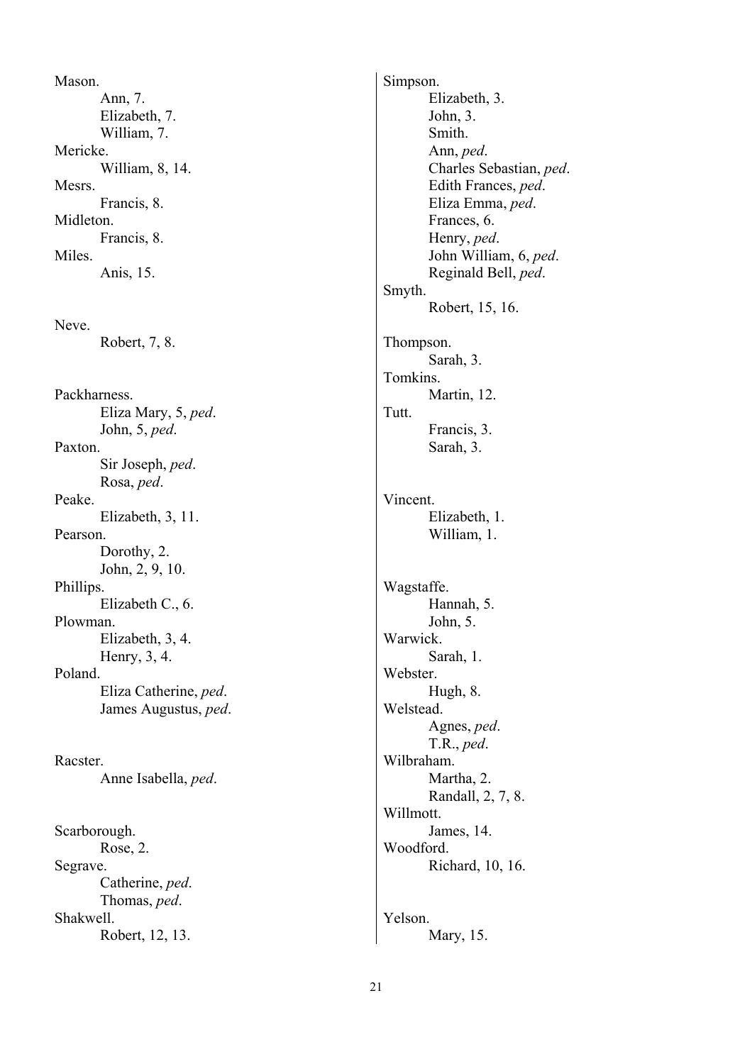Mason.
- Ann, 7.
- Elizabeth, 7.
- William, 7.

Mericke.
- William, 8, 14.

Mesrs.
- Francis, 8.

Midleton.
- Francis, 8.

Miles.
- Anis, 15.

Neve.
- Robert, 7, 8.

Packharness.
- Eliza Mary, 5, *ped*.
- John, 5, *ped*.

Paxton.
- Sir Joseph, *ped*.
- Rosa, *ped*.

Peake.
- Elizabeth, 3, 11.

Pearson.
- Dorothy, 2.
- John, 2, 9, 10.

Phillips.
- Elizabeth C., 6.

Plowman.
- Elizabeth, 3, 4.
- Henry, 3, 4.

Poland.
- Eliza Catherine, *ped*.
- James Augustus, *ped*.

Racster.
- Anne Isabella, *ped*.

Scarborough.
- Rose, 2.

Segrave.
- Catherine, *ped*.
- Thomas, *ped*.

Shakwell.
- Robert, 12, 13.

Simpson.
- Elizabeth, 3.
- John, 3.
- Smith.
- Ann, *ped*.
- Charles Sebastian, *ped*.
- Edith Frances, *ped*.
- Eliza Emma, *ped*.
- Frances, 6.
- Henry, *ped*.
- John William, 6, *ped*.
- Reginald Bell, *ped*.

Smyth.
- Robert, 15, 16.

Thompson.
- Sarah, 3.

Tomkins.
- Martin, 12.

Tutt.
- Francis, 3.
- Sarah, 3.

Vincent.
- Elizabeth, 1.
- William, 1.

Wagstaffe.
- Hannah, 5.
- John, 5.

Warwick.
- Sarah, 1.

Webster.
- Hugh, 8.

Welstead.
- Agnes, *ped*.
- T.R., *ped*.

Wilbraham.
- Martha, 2.
- Randall, 2, 7, 8.

Willmott.
- James, 14.

Woodford.
- Richard, 10, 16.

Yelson.
- Mary, 15.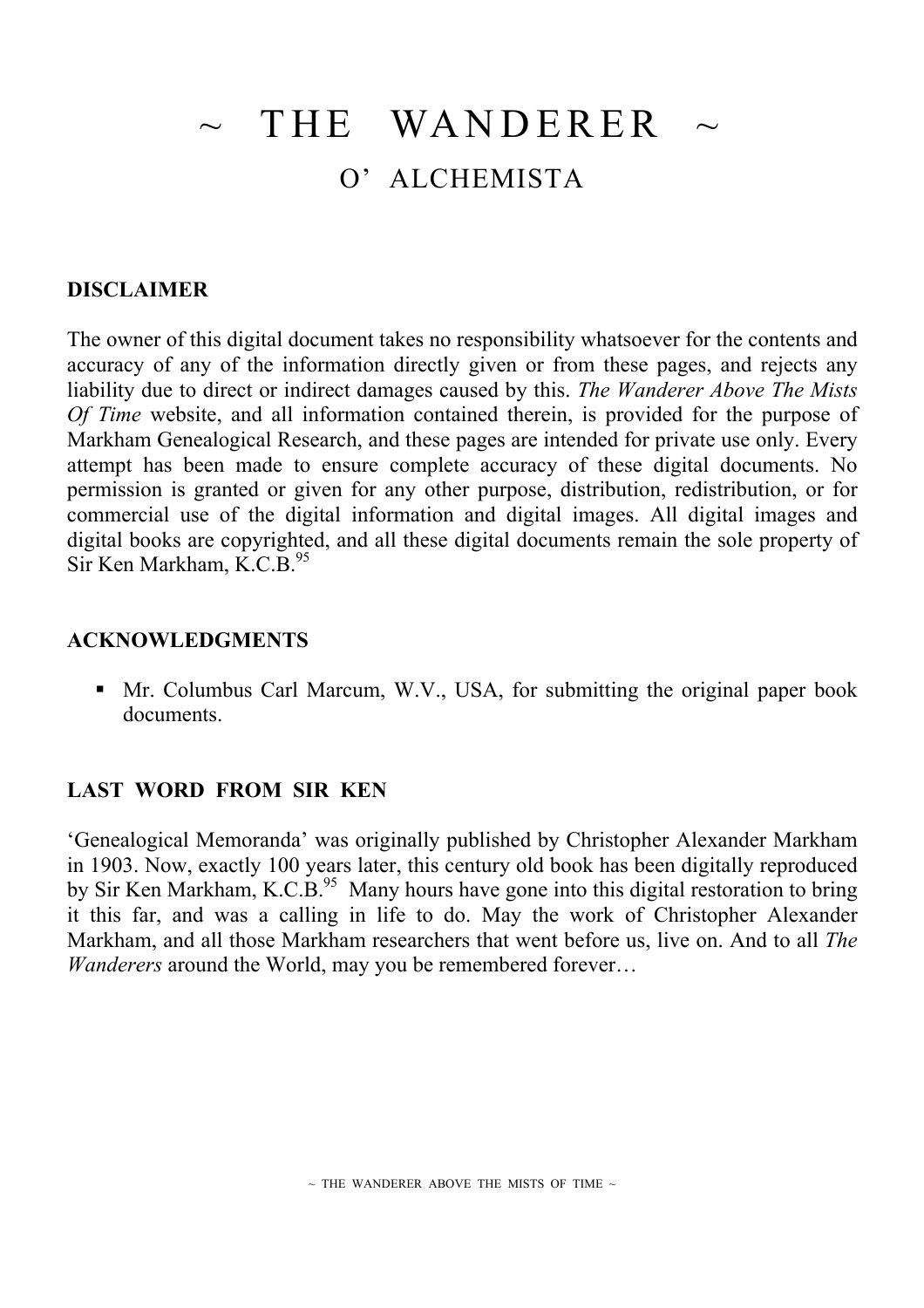# ~ THE WANDERER ~

## O' ALCHEMISTA

**DISCLAIMER**

The owner of this digital document takes no responsibility whatsoever for the contents and accuracy of any of the information directly given or from these pages, and rejects any liability due to direct or indirect damages caused by this. *The Wanderer Above The Mists Of Time* website, and all information contained therein, is provided for the purpose of Markham Genealogical Research, and these pages are intended for private use only. Every attempt has been made to ensure complete accuracy of these digital documents. No permission is granted or given for any other purpose, distribution, redistribution, or for commercial use of the digital information and digital images. All digital images and digital books are copyrighted, and all these digital documents remain the sole property of Sir Ken Markham, K.C.B.[95]

**ACKNOWLEDGMENTS**

- Mr. Columbus Carl Marcum, W.V., USA, for submitting the original paper book documents.

**LAST WORD FROM SIR KEN**

'Genealogical Memoranda' was originally published by Christopher Alexander Markham in 1903. Now, exactly 100 years later, this century old book has been digitally reproduced by Sir Ken Markham, K.C.B.[95] Many hours have gone into this digital restoration to bring it this far, and was a calling in life to do. May the work of Christopher Alexander Markham, and all those Markham researchers that went before us, live on. And to all *The Wanderers* around the World, may you be remembered forever…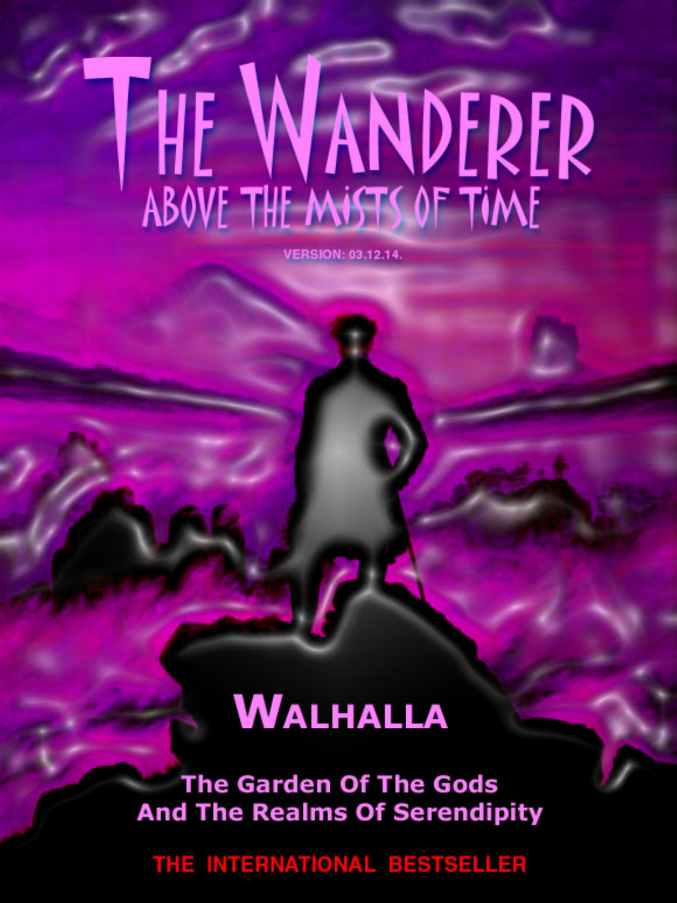# THE WANDERER

## ABOVE THE MISTS OF TIME

VERSION: 03.12.14.

## WALHALLA

**The Garden Of The Gods**
**And The Realms Of Serendipity**

**THE INTERNATIONAL BESTSELLER**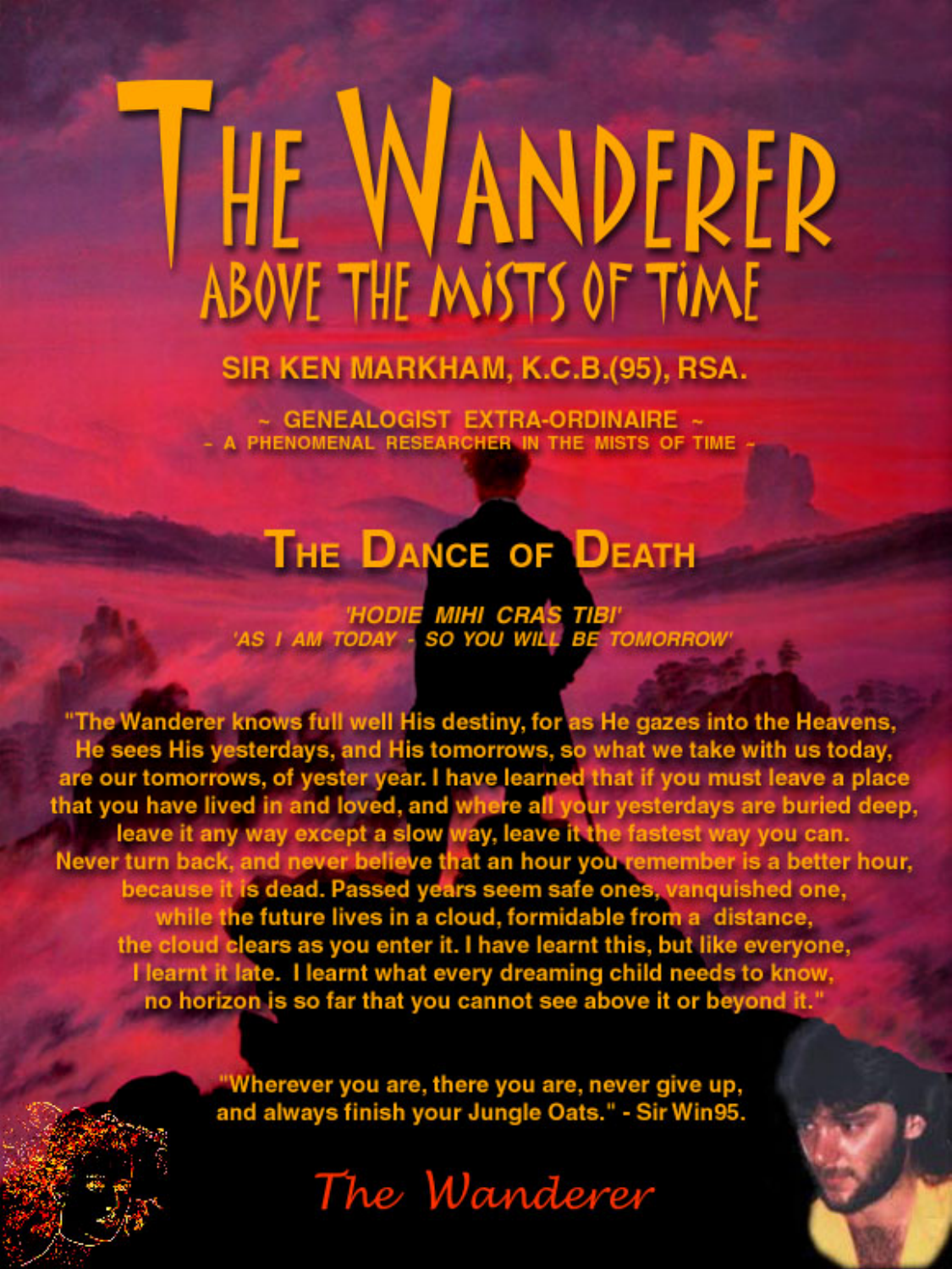# The Wanderer

## Above the Mists of Time

**SIR KEN MARKHAM, K.C.B.(95), RSA.**

~ GENEALOGIST EXTRA-ORDINAIRE ~
~ A PHENOMENAL RESEARCHER IN THE MISTS OF TIME ~

## The Dance of Death

*'HODIE MIHI CRAS TIBI'*
*'AS I AM TODAY - SO YOU WILL BE TOMORROW'*

"The Wanderer knows full well His destiny, for as He gazes into the Heavens, He sees His yesterdays, and His tomorrows, so what we take with us today, are our tomorrows, of yester year. I have learned that if you must leave a place that you have lived in and loved, and where all your yesterdays are buried deep, leave it any way except a slow way, leave it the fastest way you can. Never turn back, and never believe that an hour you remember is a better hour, because it is dead. Passed years seem safe ones, vanquished one, while the future lives in a cloud, formidable from a distance, the cloud clears as you enter it. I have learnt this, but like everyone, I learnt it late. I learnt what every dreaming child needs to know, no horizon is so far that you cannot see above it or beyond it."

"Wherever you are, there you are, never give up, and always finish your Jungle Oats." - Sir Win95.

*The Wanderer*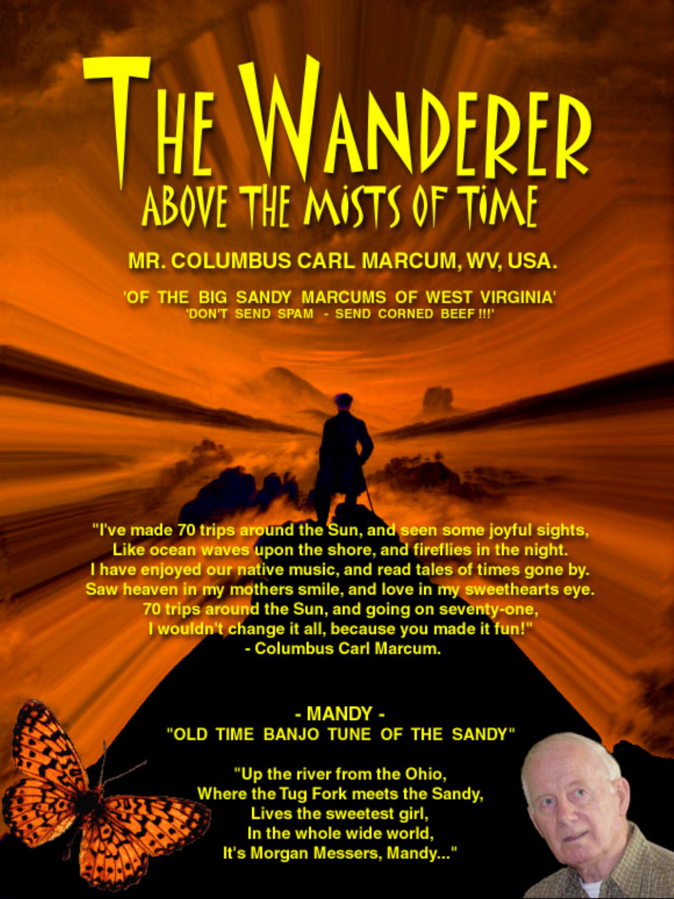# THE WANDERER

## ABOVE THE MISTS OF TIME

**MR. COLUMBUS CARL MARCUM, WV, USA.**

**'OF THE BIG SANDY MARCUMS OF WEST VIRGINIA'**
**'DON'T SEND SPAM - SEND CORNED BEEF !!!'**

**"I've made 70 trips around the Sun, and seen some joyful sights,**
**Like ocean waves upon the shore, and fireflies in the night.**
**I have enjoyed our native music, and read tales of times gone by.**
**Saw heaven in my mothers smile, and love in my sweethearts eye.**
**70 trips around the Sun, and going on seventy-one,**
**I wouldn't change it all, because you made it fun!"**
**- Columbus Carl Marcum.**

**- MANDY -**
**"OLD TIME BANJO TUNE OF THE SANDY"**

**"Up the river from the Ohio,**
**Where the Tug Fork meets the Sandy,**
**Lives the sweetest girl,**
**In the whole wide world,**
**It's Morgan Messers, Mandy..."**